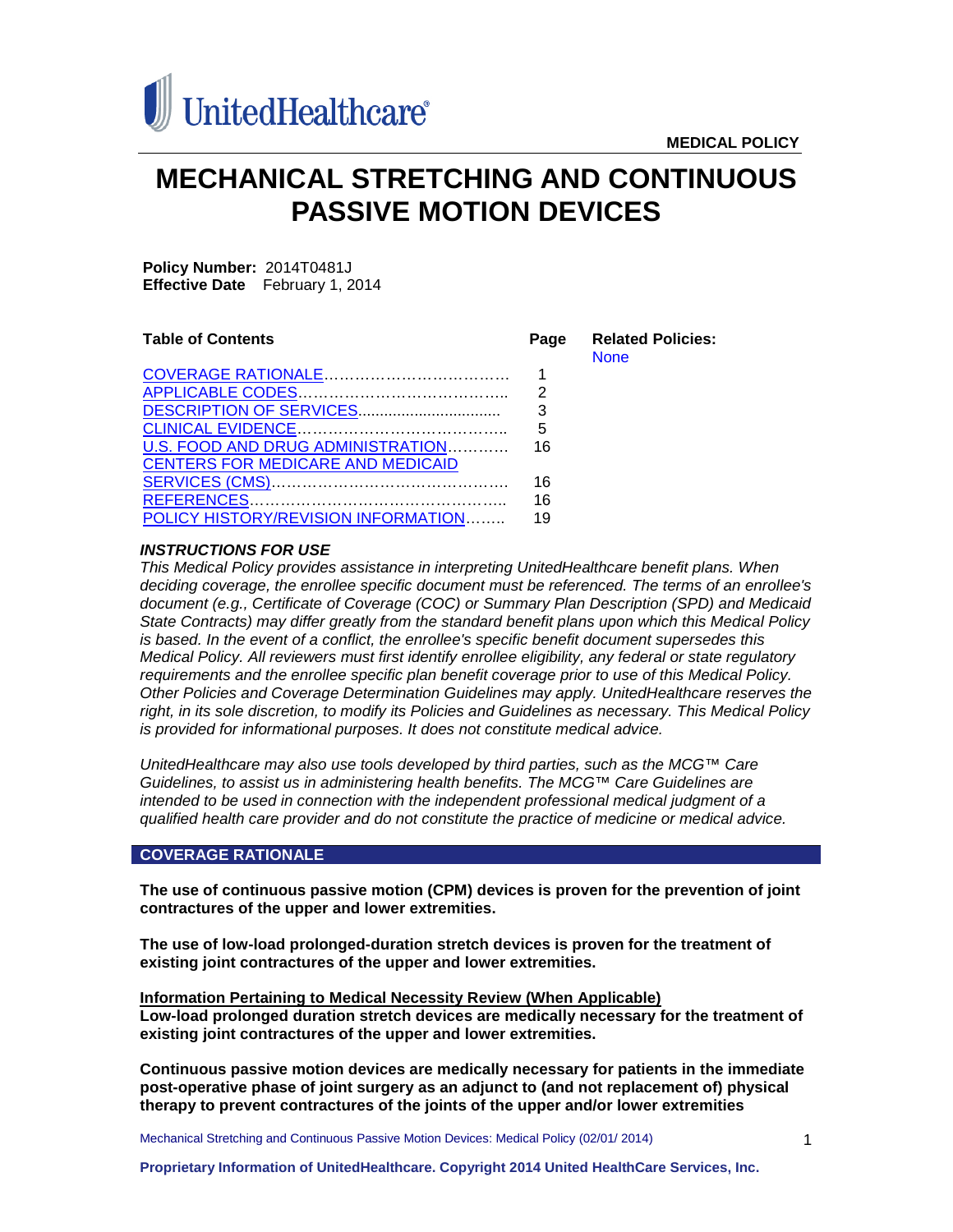UnitedHealthcare®

**MEDICAL POLICY**

# MECHANICAL STRETCHING AND CONTINUOUS PASSIVE MOTION DEVICES

**Policy Number:** 2014T0481J
**Effective Date** February 1, 2014

| Table of Contents | Page |
|---|---|
| COVERAGE RATIONALE | 1 |
| APPLICABLE CODES | 2 |
| DESCRIPTION OF SERVICES | 3 |
| CLINICAL EVIDENCE | 5 |
| U.S. FOOD AND DRUG ADMINISTRATION | 16 |
| CENTERS FOR MEDICARE AND MEDICAID SERVICES (CMS) | 16 |
| REFERENCES | 16 |
| POLICY HISTORY/REVISION INFORMATION | 19 |

**Related Policies:**
None

***INSTRUCTIONS FOR USE***

*This Medical Policy provides assistance in interpreting UnitedHealthcare benefit plans. When deciding coverage, the enrollee specific document must be referenced. The terms of an enrollee's document (e.g., Certificate of Coverage (COC) or Summary Plan Description (SPD) and Medicaid State Contracts) may differ greatly from the standard benefit plans upon which this Medical Policy is based. In the event of a conflict, the enrollee's specific benefit document supersedes this Medical Policy. All reviewers must first identify enrollee eligibility, any federal or state regulatory requirements and the enrollee specific plan benefit coverage prior to use of this Medical Policy. Other Policies and Coverage Determination Guidelines may apply. UnitedHealthcare reserves the right, in its sole discretion, to modify its Policies and Guidelines as necessary. This Medical Policy is provided for informational purposes. It does not constitute medical advice.*

*UnitedHealthcare may also use tools developed by third parties, such as the MCG™ Care Guidelines, to assist us in administering health benefits. The MCG™ Care Guidelines are intended to be used in connection with the independent professional medical judgment of a qualified health care provider and do not constitute the practice of medicine or medical advice.*

## COVERAGE RATIONALE

**The use of continuous passive motion (CPM) devices is proven for the prevention of joint contractures of the upper and lower extremities.**

**The use of low-load prolonged-duration stretch devices is proven for the treatment of existing joint contractures of the upper and lower extremities.**

**Information Pertaining to Medical Necessity Review (When Applicable)**
**Low-load prolonged duration stretch devices are medically necessary for the treatment of existing joint contractures of the upper and lower extremities.**

**Continuous passive motion devices are medically necessary for patients in the immediate post-operative phase of joint surgery as an adjunct to (and not replacement of) physical therapy to prevent contractures of the joints of the upper and/or lower extremities**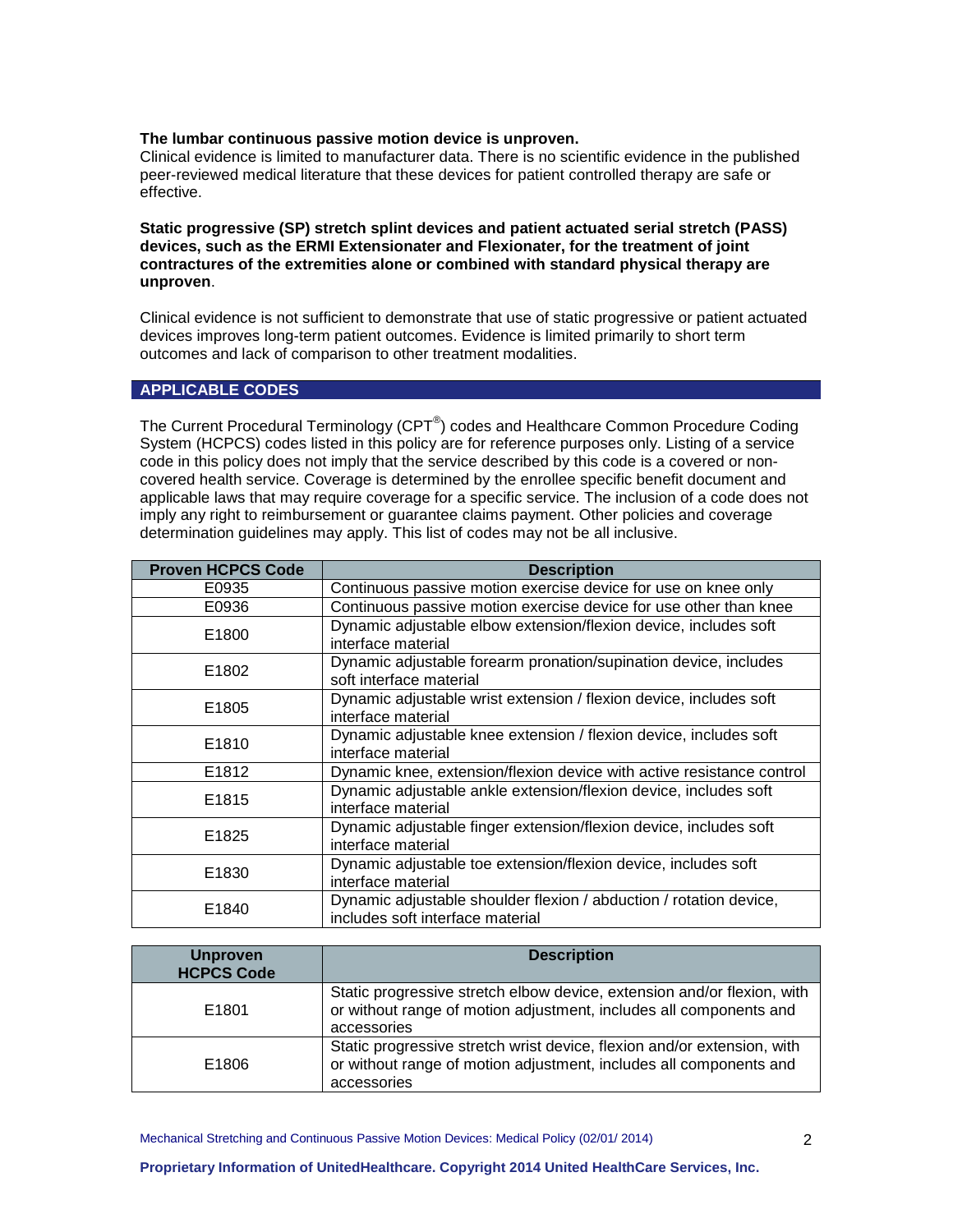**The lumbar continuous passive motion device is unproven.**
Clinical evidence is limited to manufacturer data. There is no scientific evidence in the published peer-reviewed medical literature that these devices for patient controlled therapy are safe or effective.

**Static progressive (SP) stretch splint devices and patient actuated serial stretch (PASS) devices, such as the ERMI Extensionater and Flexionater, for the treatment of joint contractures of the extremities alone or combined with standard physical therapy are unproven**.

Clinical evidence is not sufficient to demonstrate that use of static progressive or patient actuated devices improves long-term patient outcomes. Evidence is limited primarily to short term outcomes and lack of comparison to other treatment modalities.

## APPLICABLE CODES

The Current Procedural Terminology (CPT®) codes and Healthcare Common Procedure Coding System (HCPCS) codes listed in this policy are for reference purposes only. Listing of a service code in this policy does not imply that the service described by this code is a covered or non-covered health service. Coverage is determined by the enrollee specific benefit document and applicable laws that may require coverage for a specific service. The inclusion of a code does not imply any right to reimbursement or guarantee claims payment. Other policies and coverage determination guidelines may apply. This list of codes may not be all inclusive.

| Proven HCPCS Code | Description |
| --- | --- |
| E0935 | Continuous passive motion exercise device for use on knee only |
| E0936 | Continuous passive motion exercise device for use other than knee |
| E1800 | Dynamic adjustable elbow extension/flexion device, includes soft interface material |
| E1802 | Dynamic adjustable forearm pronation/supination device, includes soft interface material |
| E1805 | Dynamic adjustable wrist extension / flexion device, includes soft interface material |
| E1810 | Dynamic adjustable knee extension / flexion device, includes soft interface material |
| E1812 | Dynamic knee, extension/flexion device with active resistance control |
| E1815 | Dynamic adjustable ankle extension/flexion device, includes soft interface material |
| E1825 | Dynamic adjustable finger extension/flexion device, includes soft interface material |
| E1830 | Dynamic adjustable toe extension/flexion device, includes soft interface material |
| E1840 | Dynamic adjustable shoulder flexion / abduction / rotation device, includes soft interface material |

| Unproven HCPCS Code | Description |
| --- | --- |
| E1801 | Static progressive stretch elbow device, extension and/or flexion, with or without range of motion adjustment, includes all components and accessories |
| E1806 | Static progressive stretch wrist device, flexion and/or extension, with or without range of motion adjustment, includes all components and accessories |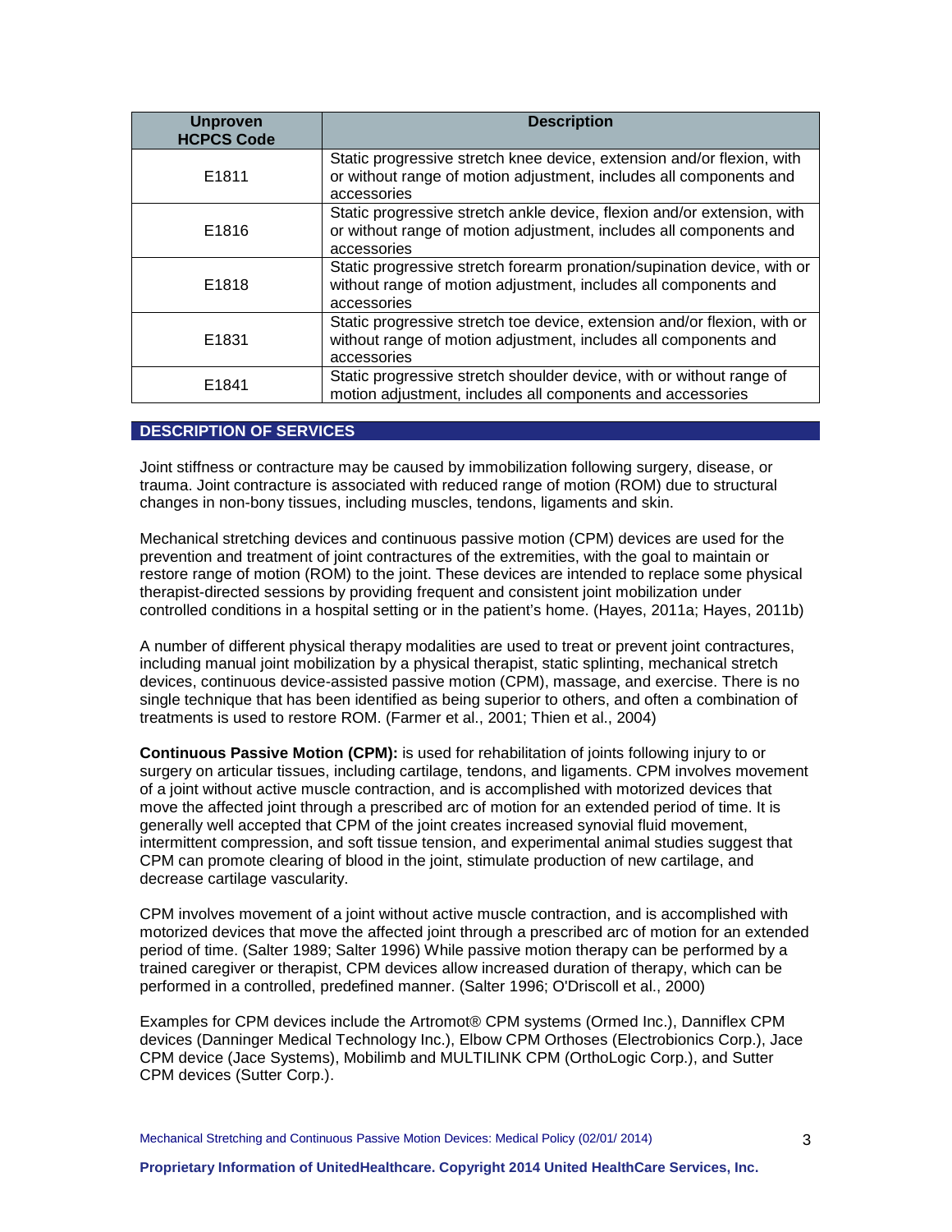| Unproven HCPCS Code | Description |
|---|---|
| E1811 | Static progressive stretch knee device, extension and/or flexion, with or without range of motion adjustment, includes all components and accessories |
| E1816 | Static progressive stretch ankle device, flexion and/or extension, with or without range of motion adjustment, includes all components and accessories |
| E1818 | Static progressive stretch forearm pronation/supination device, with or without range of motion adjustment, includes all components and accessories |
| E1831 | Static progressive stretch toe device, extension and/or flexion, with or without range of motion adjustment, includes all components and accessories |
| E1841 | Static progressive stretch shoulder device, with or without range of motion adjustment, includes all components and accessories |

## DESCRIPTION OF SERVICES

Joint stiffness or contracture may be caused by immobilization following surgery, disease, or trauma. Joint contracture is associated with reduced range of motion (ROM) due to structural changes in non-bony tissues, including muscles, tendons, ligaments and skin.

Mechanical stretching devices and continuous passive motion (CPM) devices are used for the prevention and treatment of joint contractures of the extremities, with the goal to maintain or restore range of motion (ROM) to the joint. These devices are intended to replace some physical therapist-directed sessions by providing frequent and consistent joint mobilization under controlled conditions in a hospital setting or in the patient's home. (Hayes, 2011a; Hayes, 2011b)

A number of different physical therapy modalities are used to treat or prevent joint contractures, including manual joint mobilization by a physical therapist, static splinting, mechanical stretch devices, continuous device-assisted passive motion (CPM), massage, and exercise. There is no single technique that has been identified as being superior to others, and often a combination of treatments is used to restore ROM. (Farmer et al., 2001; Thien et al., 2004)

**Continuous Passive Motion (CPM):** is used for rehabilitation of joints following injury to or surgery on articular tissues, including cartilage, tendons, and ligaments. CPM involves movement of a joint without active muscle contraction, and is accomplished with motorized devices that move the affected joint through a prescribed arc of motion for an extended period of time. It is generally well accepted that CPM of the joint creates increased synovial fluid movement, intermittent compression, and soft tissue tension, and experimental animal studies suggest that CPM can promote clearing of blood in the joint, stimulate production of new cartilage, and decrease cartilage vascularity.

CPM involves movement of a joint without active muscle contraction, and is accomplished with motorized devices that move the affected joint through a prescribed arc of motion for an extended period of time. (Salter 1989; Salter 1996) While passive motion therapy can be performed by a trained caregiver or therapist, CPM devices allow increased duration of therapy, which can be performed in a controlled, predefined manner. (Salter 1996; O'Driscoll et al., 2000)

Examples for CPM devices include the Artromot® CPM systems (Ormed Inc.), Danniflex CPM devices (Danninger Medical Technology Inc.), Elbow CPM Orthoses (Electrobionics Corp.), Jace CPM device (Jace Systems), Mobilimb and MULTILINK CPM (OrthoLogic Corp.), and Sutter CPM devices (Sutter Corp.).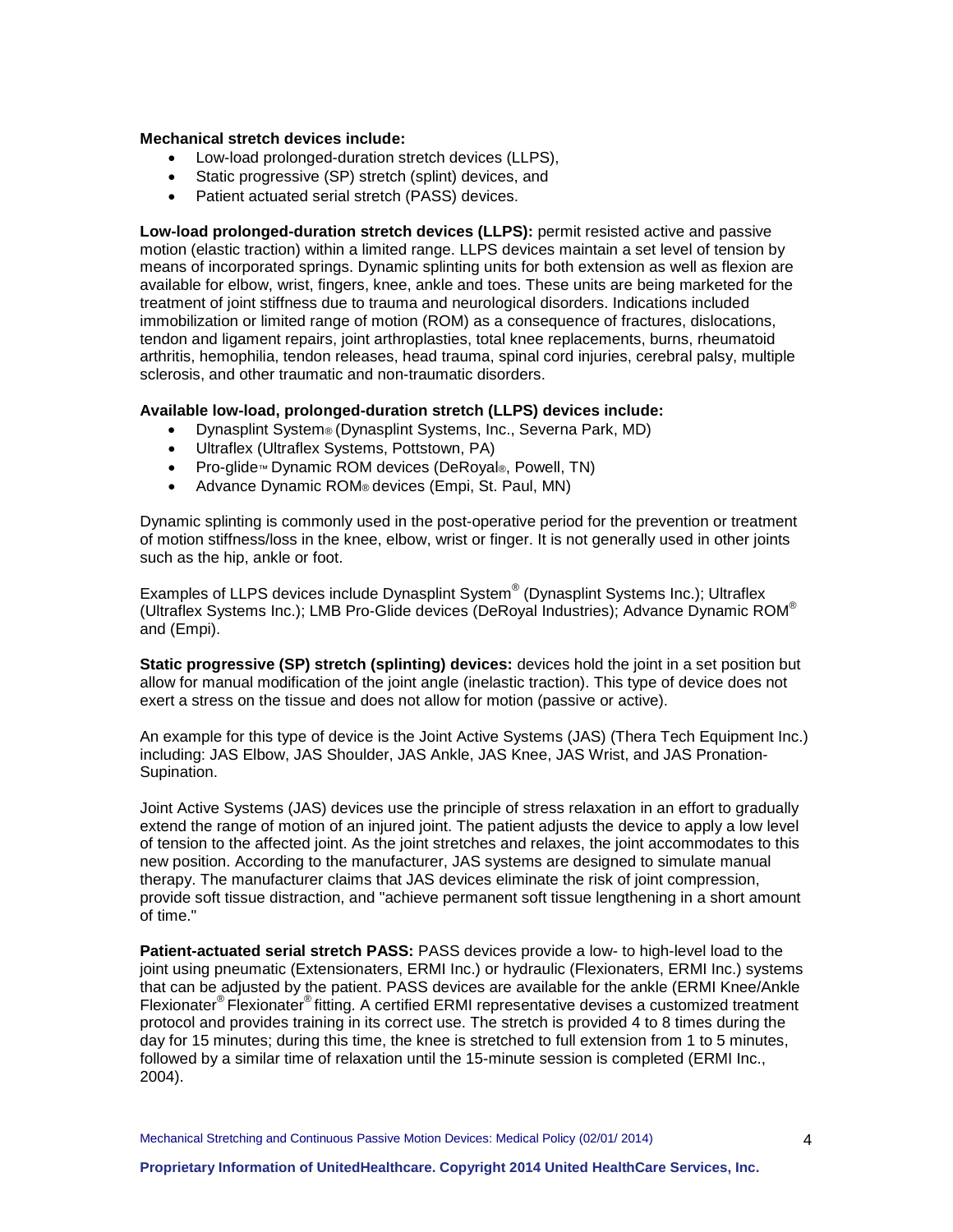**Mechanical stretch devices include:**

- Low-load prolonged-duration stretch devices (LLPS),
- Static progressive (SP) stretch (splint) devices, and
- Patient actuated serial stretch (PASS) devices.

**Low-load prolonged-duration stretch devices (LLPS):** permit resisted active and passive motion (elastic traction) within a limited range. LLPS devices maintain a set level of tension by means of incorporated springs. Dynamic splinting units for both extension as well as flexion are available for elbow, wrist, fingers, knee, ankle and toes. These units are being marketed for the treatment of joint stiffness due to trauma and neurological disorders. Indications included immobilization or limited range of motion (ROM) as a consequence of fractures, dislocations, tendon and ligament repairs, joint arthroplasties, total knee replacements, burns, rheumatoid arthritis, hemophilia, tendon releases, head trauma, spinal cord injuries, cerebral palsy, multiple sclerosis, and other traumatic and non-traumatic disorders.

**Available low-load, prolonged-duration stretch (LLPS) devices include:**

- Dynasplint System® (Dynasplint Systems, Inc., Severna Park, MD)
- Ultraflex (Ultraflex Systems, Pottstown, PA)
- Pro-glide™ Dynamic ROM devices (DeRoyal®, Powell, TN)
- Advance Dynamic ROM® devices (Empi, St. Paul, MN)

Dynamic splinting is commonly used in the post-operative period for the prevention or treatment of motion stiffness/loss in the knee, elbow, wrist or finger. It is not generally used in other joints such as the hip, ankle or foot.

Examples of LLPS devices include Dynasplint System® (Dynasplint Systems Inc.); Ultraflex (Ultraflex Systems Inc.); LMB Pro-Glide devices (DeRoyal Industries); Advance Dynamic ROM® and (Empi).

**Static progressive (SP) stretch (splinting) devices:** devices hold the joint in a set position but allow for manual modification of the joint angle (inelastic traction). This type of device does not exert a stress on the tissue and does not allow for motion (passive or active).

An example for this type of device is the Joint Active Systems (JAS) (Thera Tech Equipment Inc.) including: JAS Elbow, JAS Shoulder, JAS Ankle, JAS Knee, JAS Wrist, and JAS Pronation-Supination.

Joint Active Systems (JAS) devices use the principle of stress relaxation in an effort to gradually extend the range of motion of an injured joint. The patient adjusts the device to apply a low level of tension to the affected joint. As the joint stretches and relaxes, the joint accommodates to this new position. According to the manufacturer, JAS systems are designed to simulate manual therapy. The manufacturer claims that JAS devices eliminate the risk of joint compression, provide soft tissue distraction, and "achieve permanent soft tissue lengthening in a short amount of time."

**Patient-actuated serial stretch PASS:** PASS devices provide a low- to high-level load to the joint using pneumatic (Extensionaters, ERMI Inc.) or hydraulic (Flexionaters, ERMI Inc.) systems that can be adjusted by the patient. PASS devices are available for the ankle (ERMI Knee/Ankle Flexionater® Flexionater® fitting. A certified ERMI representative devises a customized treatment protocol and provides training in its correct use. The stretch is provided 4 to 8 times during the day for 15 minutes; during this time, the knee is stretched to full extension from 1 to 5 minutes, followed by a similar time of relaxation until the 15-minute session is completed (ERMI Inc., 2004).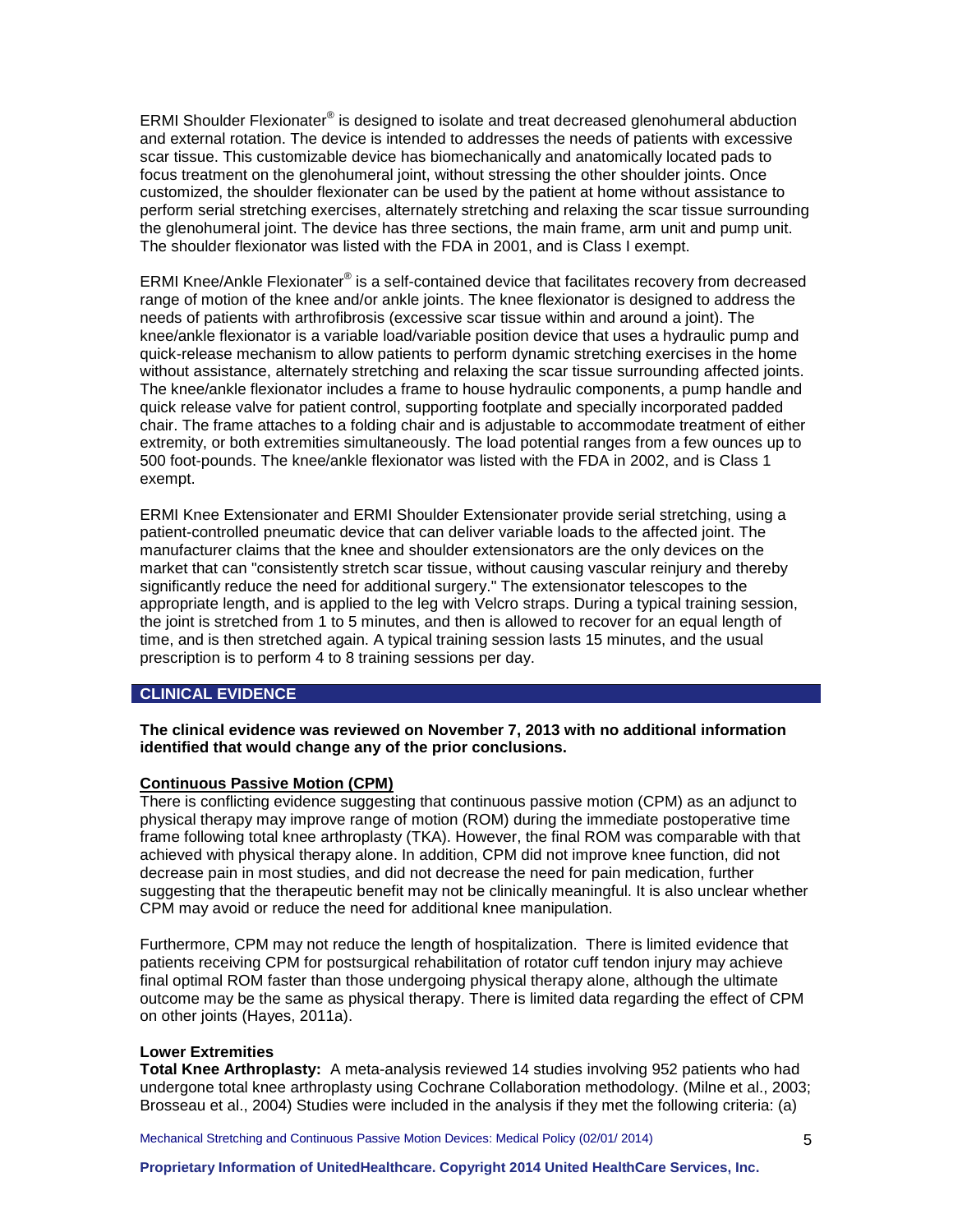ERMI Shoulder Flexionater® is designed to isolate and treat decreased glenohumeral abduction and external rotation. The device is intended to addresses the needs of patients with excessive scar tissue. This customizable device has biomechanically and anatomically located pads to focus treatment on the glenohumeral joint, without stressing the other shoulder joints. Once customized, the shoulder flexionater can be used by the patient at home without assistance to perform serial stretching exercises, alternately stretching and relaxing the scar tissue surrounding the glenohumeral joint. The device has three sections, the main frame, arm unit and pump unit. The shoulder flexionator was listed with the FDA in 2001, and is Class I exempt.

ERMI Knee/Ankle Flexionater® is a self-contained device that facilitates recovery from decreased range of motion of the knee and/or ankle joints. The knee flexionator is designed to address the needs of patients with arthrofibrosis (excessive scar tissue within and around a joint). The knee/ankle flexionator is a variable load/variable position device that uses a hydraulic pump and quick-release mechanism to allow patients to perform dynamic stretching exercises in the home without assistance, alternately stretching and relaxing the scar tissue surrounding affected joints. The knee/ankle flexionator includes a frame to house hydraulic components, a pump handle and quick release valve for patient control, supporting footplate and specially incorporated padded chair. The frame attaches to a folding chair and is adjustable to accommodate treatment of either extremity, or both extremities simultaneously. The load potential ranges from a few ounces up to 500 foot-pounds. The knee/ankle flexionator was listed with the FDA in 2002, and is Class 1 exempt.

ERMI Knee Extensionater and ERMI Shoulder Extensionater provide serial stretching, using a patient-controlled pneumatic device that can deliver variable loads to the affected joint. The manufacturer claims that the knee and shoulder extensionators are the only devices on the market that can "consistently stretch scar tissue, without causing vascular reinjury and thereby significantly reduce the need for additional surgery." The extensionator telescopes to the appropriate length, and is applied to the leg with Velcro straps. During a typical training session, the joint is stretched from 1 to 5 minutes, and then is allowed to recover for an equal length of time, and is then stretched again. A typical training session lasts 15 minutes, and the usual prescription is to perform 4 to 8 training sessions per day.

## CLINICAL EVIDENCE

**The clinical evidence was reviewed on November 7, 2013 with no additional information identified that would change any of the prior conclusions.**

### Continuous Passive Motion (CPM)

There is conflicting evidence suggesting that continuous passive motion (CPM) as an adjunct to physical therapy may improve range of motion (ROM) during the immediate postoperative time frame following total knee arthroplasty (TKA). However, the final ROM was comparable with that achieved with physical therapy alone. In addition, CPM did not improve knee function, did not decrease pain in most studies, and did not decrease the need for pain medication, further suggesting that the therapeutic benefit may not be clinically meaningful. It is also unclear whether CPM may avoid or reduce the need for additional knee manipulation.

Furthermore, CPM may not reduce the length of hospitalization. There is limited evidence that patients receiving CPM for postsurgical rehabilitation of rotator cuff tendon injury may achieve final optimal ROM faster than those undergoing physical therapy alone, although the ultimate outcome may be the same as physical therapy. There is limited data regarding the effect of CPM on other joints (Hayes, 2011a).

#### Lower Extremities

**Total Knee Arthroplasty:** A meta-analysis reviewed 14 studies involving 952 patients who had undergone total knee arthroplasty using Cochrane Collaboration methodology. (Milne et al., 2003; Brosseau et al., 2004) Studies were included in the analysis if they met the following criteria: (a)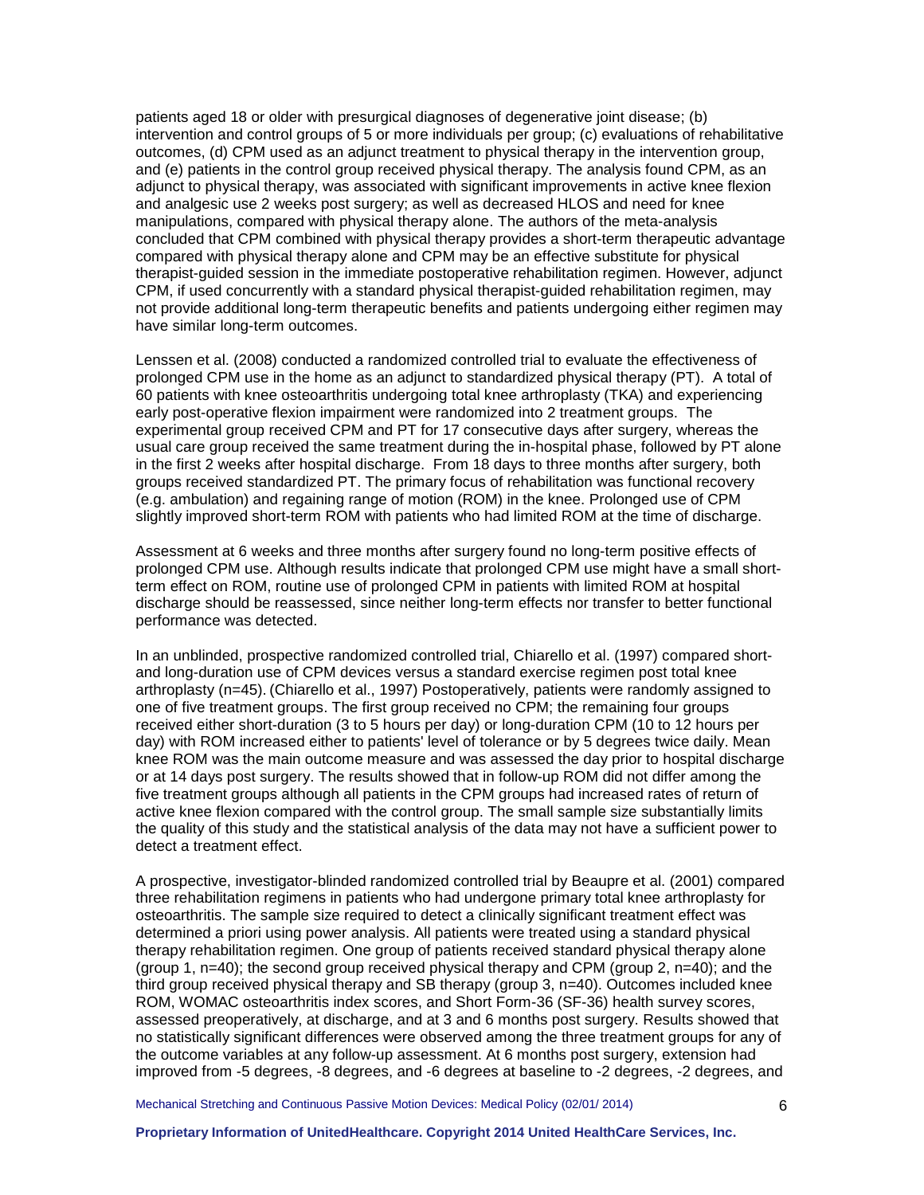patients aged 18 or older with presurgical diagnoses of degenerative joint disease; (b) intervention and control groups of 5 or more individuals per group; (c) evaluations of rehabilitative outcomes, (d) CPM used as an adjunct treatment to physical therapy in the intervention group, and (e) patients in the control group received physical therapy. The analysis found CPM, as an adjunct to physical therapy, was associated with significant improvements in active knee flexion and analgesic use 2 weeks post surgery; as well as decreased HLOS and need for knee manipulations, compared with physical therapy alone. The authors of the meta-analysis concluded that CPM combined with physical therapy provides a short-term therapeutic advantage compared with physical therapy alone and CPM may be an effective substitute for physical therapist-guided session in the immediate postoperative rehabilitation regimen. However, adjunct CPM, if used concurrently with a standard physical therapist-guided rehabilitation regimen, may not provide additional long-term therapeutic benefits and patients undergoing either regimen may have similar long-term outcomes.

Lenssen et al. (2008) conducted a randomized controlled trial to evaluate the effectiveness of prolonged CPM use in the home as an adjunct to standardized physical therapy (PT). A total of 60 patients with knee osteoarthritis undergoing total knee arthroplasty (TKA) and experiencing early post-operative flexion impairment were randomized into 2 treatment groups. The experimental group received CPM and PT for 17 consecutive days after surgery, whereas the usual care group received the same treatment during the in-hospital phase, followed by PT alone in the first 2 weeks after hospital discharge. From 18 days to three months after surgery, both groups received standardized PT. The primary focus of rehabilitation was functional recovery (e.g. ambulation) and regaining range of motion (ROM) in the knee. Prolonged use of CPM slightly improved short-term ROM with patients who had limited ROM at the time of discharge.

Assessment at 6 weeks and three months after surgery found no long-term positive effects of prolonged CPM use. Although results indicate that prolonged CPM use might have a small short-term effect on ROM, routine use of prolonged CPM in patients with limited ROM at hospital discharge should be reassessed, since neither long-term effects nor transfer to better functional performance was detected.

In an unblinded, prospective randomized controlled trial, Chiarello et al. (1997) compared short- and long-duration use of CPM devices versus a standard exercise regimen post total knee arthroplasty (n=45). (Chiarello et al., 1997) Postoperatively, patients were randomly assigned to one of five treatment groups. The first group received no CPM; the remaining four groups received either short-duration (3 to 5 hours per day) or long-duration CPM (10 to 12 hours per day) with ROM increased either to patients' level of tolerance or by 5 degrees twice daily. Mean knee ROM was the main outcome measure and was assessed the day prior to hospital discharge or at 14 days post surgery. The results showed that in follow-up ROM did not differ among the five treatment groups although all patients in the CPM groups had increased rates of return of active knee flexion compared with the control group. The small sample size substantially limits the quality of this study and the statistical analysis of the data may not have a sufficient power to detect a treatment effect.

A prospective, investigator-blinded randomized controlled trial by Beaupre et al. (2001) compared three rehabilitation regimens in patients who had undergone primary total knee arthroplasty for osteoarthritis. The sample size required to detect a clinically significant treatment effect was determined a priori using power analysis. All patients were treated using a standard physical therapy rehabilitation regimen. One group of patients received standard physical therapy alone (group 1, n=40); the second group received physical therapy and CPM (group 2, n=40); and the third group received physical therapy and SB therapy (group 3, n=40). Outcomes included knee ROM, WOMAC osteoarthritis index scores, and Short Form-36 (SF-36) health survey scores, assessed preoperatively, at discharge, and at 3 and 6 months post surgery. Results showed that no statistically significant differences were observed among the three treatment groups for any of the outcome variables at any follow-up assessment. At 6 months post surgery, extension had improved from -5 degrees, -8 degrees, and -6 degrees at baseline to -2 degrees, -2 degrees, and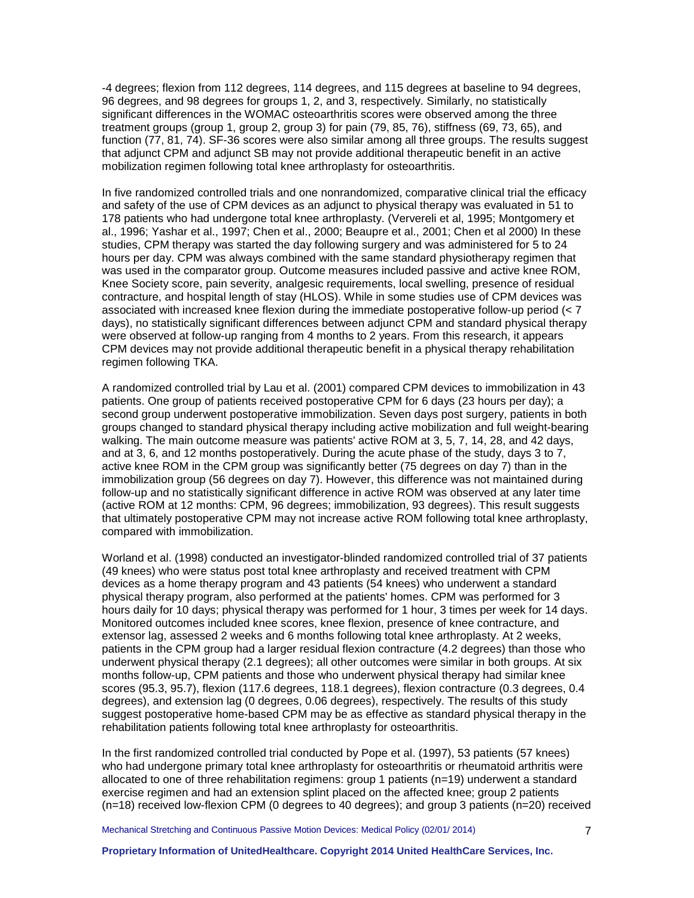-4 degrees; flexion from 112 degrees, 114 degrees, and 115 degrees at baseline to 94 degrees, 96 degrees, and 98 degrees for groups 1, 2, and 3, respectively. Similarly, no statistically significant differences in the WOMAC osteoarthritis scores were observed among the three treatment groups (group 1, group 2, group 3) for pain (79, 85, 76), stiffness (69, 73, 65), and function (77, 81, 74). SF-36 scores were also similar among all three groups. The results suggest that adjunct CPM and adjunct SB may not provide additional therapeutic benefit in an active mobilization regimen following total knee arthroplasty for osteoarthritis.

In five randomized controlled trials and one nonrandomized, comparative clinical trial the efficacy and safety of the use of CPM devices as an adjunct to physical therapy was evaluated in 51 to 178 patients who had undergone total knee arthroplasty. (Ververeli et al, 1995; Montgomery et al., 1996; Yashar et al., 1997; Chen et al., 2000; Beaupre et al., 2001; Chen et al 2000) In these studies, CPM therapy was started the day following surgery and was administered for 5 to 24 hours per day. CPM was always combined with the same standard physiotherapy regimen that was used in the comparator group. Outcome measures included passive and active knee ROM, Knee Society score, pain severity, analgesic requirements, local swelling, presence of residual contracture, and hospital length of stay (HLOS). While in some studies use of CPM devices was associated with increased knee flexion during the immediate postoperative follow-up period (< 7 days), no statistically significant differences between adjunct CPM and standard physical therapy were observed at follow-up ranging from 4 months to 2 years. From this research, it appears CPM devices may not provide additional therapeutic benefit in a physical therapy rehabilitation regimen following TKA.

A randomized controlled trial by Lau et al. (2001) compared CPM devices to immobilization in 43 patients. One group of patients received postoperative CPM for 6 days (23 hours per day); a second group underwent postoperative immobilization. Seven days post surgery, patients in both groups changed to standard physical therapy including active mobilization and full weight-bearing walking. The main outcome measure was patients' active ROM at 3, 5, 7, 14, 28, and 42 days, and at 3, 6, and 12 months postoperatively. During the acute phase of the study, days 3 to 7, active knee ROM in the CPM group was significantly better (75 degrees on day 7) than in the immobilization group (56 degrees on day 7). However, this difference was not maintained during follow-up and no statistically significant difference in active ROM was observed at any later time (active ROM at 12 months: CPM, 96 degrees; immobilization, 93 degrees). This result suggests that ultimately postoperative CPM may not increase active ROM following total knee arthroplasty, compared with immobilization.

Worland et al. (1998) conducted an investigator-blinded randomized controlled trial of 37 patients (49 knees) who were status post total knee arthroplasty and received treatment with CPM devices as a home therapy program and 43 patients (54 knees) who underwent a standard physical therapy program, also performed at the patients' homes. CPM was performed for 3 hours daily for 10 days; physical therapy was performed for 1 hour, 3 times per week for 14 days. Monitored outcomes included knee scores, knee flexion, presence of knee contracture, and extensor lag, assessed 2 weeks and 6 months following total knee arthroplasty. At 2 weeks, patients in the CPM group had a larger residual flexion contracture (4.2 degrees) than those who underwent physical therapy (2.1 degrees); all other outcomes were similar in both groups. At six months follow-up, CPM patients and those who underwent physical therapy had similar knee scores (95.3, 95.7), flexion (117.6 degrees, 118.1 degrees), flexion contracture (0.3 degrees, 0.4 degrees), and extension lag (0 degrees, 0.06 degrees), respectively. The results of this study suggest postoperative home-based CPM may be as effective as standard physical therapy in the rehabilitation patients following total knee arthroplasty for osteoarthritis.

In the first randomized controlled trial conducted by Pope et al. (1997), 53 patients (57 knees) who had undergone primary total knee arthroplasty for osteoarthritis or rheumatoid arthritis were allocated to one of three rehabilitation regimens: group 1 patients (n=19) underwent a standard exercise regimen and had an extension splint placed on the affected knee; group 2 patients (n=18) received low-flexion CPM (0 degrees to 40 degrees); and group 3 patients (n=20) received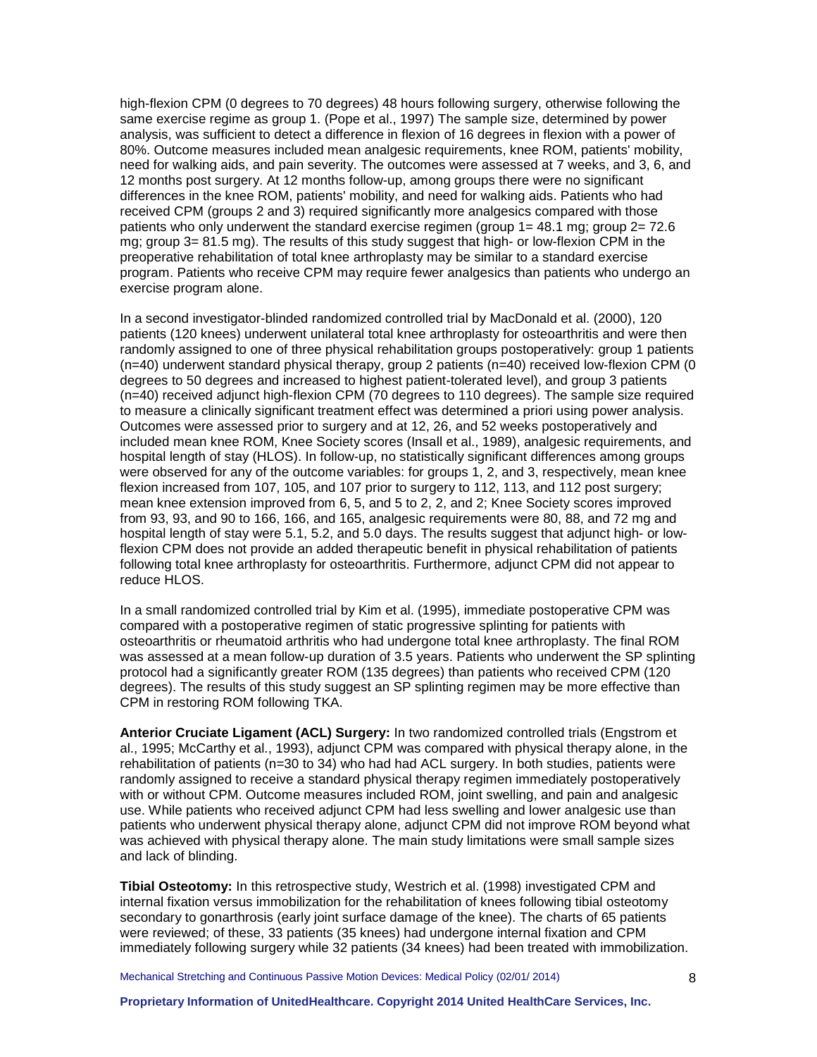high-flexion CPM (0 degrees to 70 degrees) 48 hours following surgery, otherwise following the same exercise regime as group 1. (Pope et al., 1997) The sample size, determined by power analysis, was sufficient to detect a difference in flexion of 16 degrees in flexion with a power of 80%. Outcome measures included mean analgesic requirements, knee ROM, patients' mobility, need for walking aids, and pain severity. The outcomes were assessed at 7 weeks, and 3, 6, and 12 months post surgery. At 12 months follow-up, among groups there were no significant differences in the knee ROM, patients' mobility, and need for walking aids. Patients who had received CPM (groups 2 and 3) required significantly more analgesics compared with those patients who only underwent the standard exercise regimen (group 1= 48.1 mg; group 2= 72.6 mg; group 3= 81.5 mg). The results of this study suggest that high- or low-flexion CPM in the preoperative rehabilitation of total knee arthroplasty may be similar to a standard exercise program. Patients who receive CPM may require fewer analgesics than patients who undergo an exercise program alone.

In a second investigator-blinded randomized controlled trial by MacDonald et al. (2000), 120 patients (120 knees) underwent unilateral total knee arthroplasty for osteoarthritis and were then randomly assigned to one of three physical rehabilitation groups postoperatively: group 1 patients (n=40) underwent standard physical therapy, group 2 patients (n=40) received low-flexion CPM (0 degrees to 50 degrees and increased to highest patient-tolerated level), and group 3 patients (n=40) received adjunct high-flexion CPM (70 degrees to 110 degrees). The sample size required to measure a clinically significant treatment effect was determined a priori using power analysis. Outcomes were assessed prior to surgery and at 12, 26, and 52 weeks postoperatively and included mean knee ROM, Knee Society scores (Insall et al., 1989), analgesic requirements, and hospital length of stay (HLOS). In follow-up, no statistically significant differences among groups were observed for any of the outcome variables: for groups 1, 2, and 3, respectively, mean knee flexion increased from 107, 105, and 107 prior to surgery to 112, 113, and 112 post surgery; mean knee extension improved from 6, 5, and 5 to 2, 2, and 2; Knee Society scores improved from 93, 93, and 90 to 166, 166, and 165, analgesic requirements were 80, 88, and 72 mg and hospital length of stay were 5.1, 5.2, and 5.0 days. The results suggest that adjunct high- or low-flexion CPM does not provide an added therapeutic benefit in physical rehabilitation of patients following total knee arthroplasty for osteoarthritis. Furthermore, adjunct CPM did not appear to reduce HLOS.

In a small randomized controlled trial by Kim et al. (1995), immediate postoperative CPM was compared with a postoperative regimen of static progressive splinting for patients with osteoarthritis or rheumatoid arthritis who had undergone total knee arthroplasty. The final ROM was assessed at a mean follow-up duration of 3.5 years. Patients who underwent the SP splinting protocol had a significantly greater ROM (135 degrees) than patients who received CPM (120 degrees). The results of this study suggest an SP splinting regimen may be more effective than CPM in restoring ROM following TKA.

**Anterior Cruciate Ligament (ACL) Surgery:** In two randomized controlled trials (Engstrom et al., 1995; McCarthy et al., 1993), adjunct CPM was compared with physical therapy alone, in the rehabilitation of patients (n=30 to 34) who had had ACL surgery. In both studies, patients were randomly assigned to receive a standard physical therapy regimen immediately postoperatively with or without CPM. Outcome measures included ROM, joint swelling, and pain and analgesic use. While patients who received adjunct CPM had less swelling and lower analgesic use than patients who underwent physical therapy alone, adjunct CPM did not improve ROM beyond what was achieved with physical therapy alone. The main study limitations were small sample sizes and lack of blinding.

**Tibial Osteotomy:** In this retrospective study, Westrich et al. (1998) investigated CPM and internal fixation versus immobilization for the rehabilitation of knees following tibial osteotomy secondary to gonarthrosis (early joint surface damage of the knee). The charts of 65 patients were reviewed; of these, 33 patients (35 knees) had undergone internal fixation and CPM immediately following surgery while 32 patients (34 knees) had been treated with immobilization.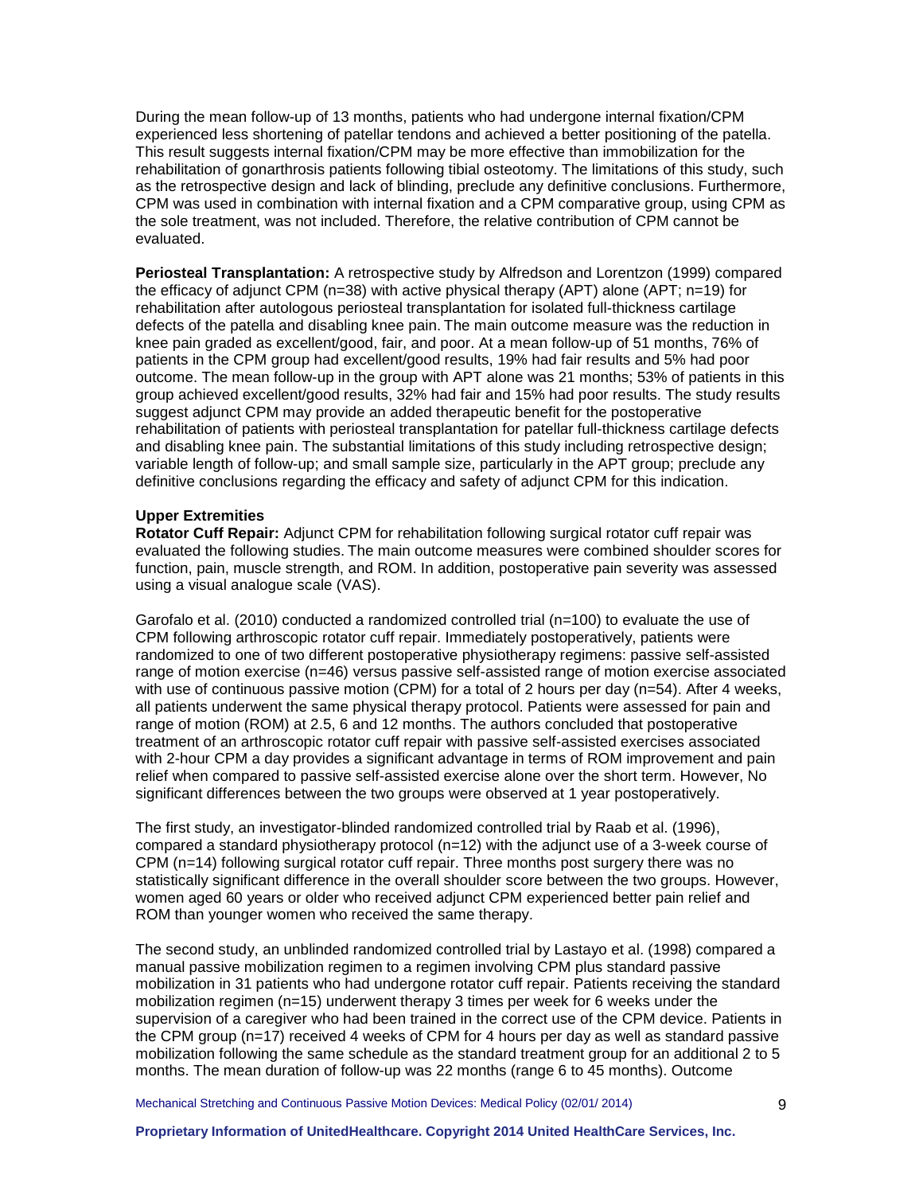During the mean follow-up of 13 months, patients who had undergone internal fixation/CPM experienced less shortening of patellar tendons and achieved a better positioning of the patella. This result suggests internal fixation/CPM may be more effective than immobilization for the rehabilitation of gonarthrosis patients following tibial osteotomy. The limitations of this study, such as the retrospective design and lack of blinding, preclude any definitive conclusions. Furthermore, CPM was used in combination with internal fixation and a CPM comparative group, using CPM as the sole treatment, was not included. Therefore, the relative contribution of CPM cannot be evaluated.

**Periosteal Transplantation:** A retrospective study by Alfredson and Lorentzon (1999) compared the efficacy of adjunct CPM (n=38) with active physical therapy (APT) alone (APT; n=19) for rehabilitation after autologous periosteal transplantation for isolated full-thickness cartilage defects of the patella and disabling knee pain. The main outcome measure was the reduction in knee pain graded as excellent/good, fair, and poor. At a mean follow-up of 51 months, 76% of patients in the CPM group had excellent/good results, 19% had fair results and 5% had poor outcome. The mean follow-up in the group with APT alone was 21 months; 53% of patients in this group achieved excellent/good results, 32% had fair and 15% had poor results. The study results suggest adjunct CPM may provide an added therapeutic benefit for the postoperative rehabilitation of patients with periosteal transplantation for patellar full-thickness cartilage defects and disabling knee pain. The substantial limitations of this study including retrospective design; variable length of follow-up; and small sample size, particularly in the APT group; preclude any definitive conclusions regarding the efficacy and safety of adjunct CPM for this indication.

**Upper Extremities**

**Rotator Cuff Repair:** Adjunct CPM for rehabilitation following surgical rotator cuff repair was evaluated the following studies. The main outcome measures were combined shoulder scores for function, pain, muscle strength, and ROM. In addition, postoperative pain severity was assessed using a visual analogue scale (VAS).

Garofalo et al. (2010) conducted a randomized controlled trial (n=100) to evaluate the use of CPM following arthroscopic rotator cuff repair. Immediately postoperatively, patients were randomized to one of two different postoperative physiotherapy regimens: passive self-assisted range of motion exercise (n=46) versus passive self-assisted range of motion exercise associated with use of continuous passive motion (CPM) for a total of 2 hours per day (n=54). After 4 weeks, all patients underwent the same physical therapy protocol. Patients were assessed for pain and range of motion (ROM) at 2.5, 6 and 12 months. The authors concluded that postoperative treatment of an arthroscopic rotator cuff repair with passive self-assisted exercises associated with 2-hour CPM a day provides a significant advantage in terms of ROM improvement and pain relief when compared to passive self-assisted exercise alone over the short term. However, No significant differences between the two groups were observed at 1 year postoperatively.

The first study, an investigator-blinded randomized controlled trial by Raab et al. (1996), compared a standard physiotherapy protocol (n=12) with the adjunct use of a 3-week course of CPM (n=14) following surgical rotator cuff repair. Three months post surgery there was no statistically significant difference in the overall shoulder score between the two groups. However, women aged 60 years or older who received adjunct CPM experienced better pain relief and ROM than younger women who received the same therapy.

The second study, an unblinded randomized controlled trial by Lastayo et al. (1998) compared a manual passive mobilization regimen to a regimen involving CPM plus standard passive mobilization in 31 patients who had undergone rotator cuff repair. Patients receiving the standard mobilization regimen (n=15) underwent therapy 3 times per week for 6 weeks under the supervision of a caregiver who had been trained in the correct use of the CPM device. Patients in the CPM group (n=17) received 4 weeks of CPM for 4 hours per day as well as standard passive mobilization following the same schedule as the standard treatment group for an additional 2 to 5 months. The mean duration of follow-up was 22 months (range 6 to 45 months). Outcome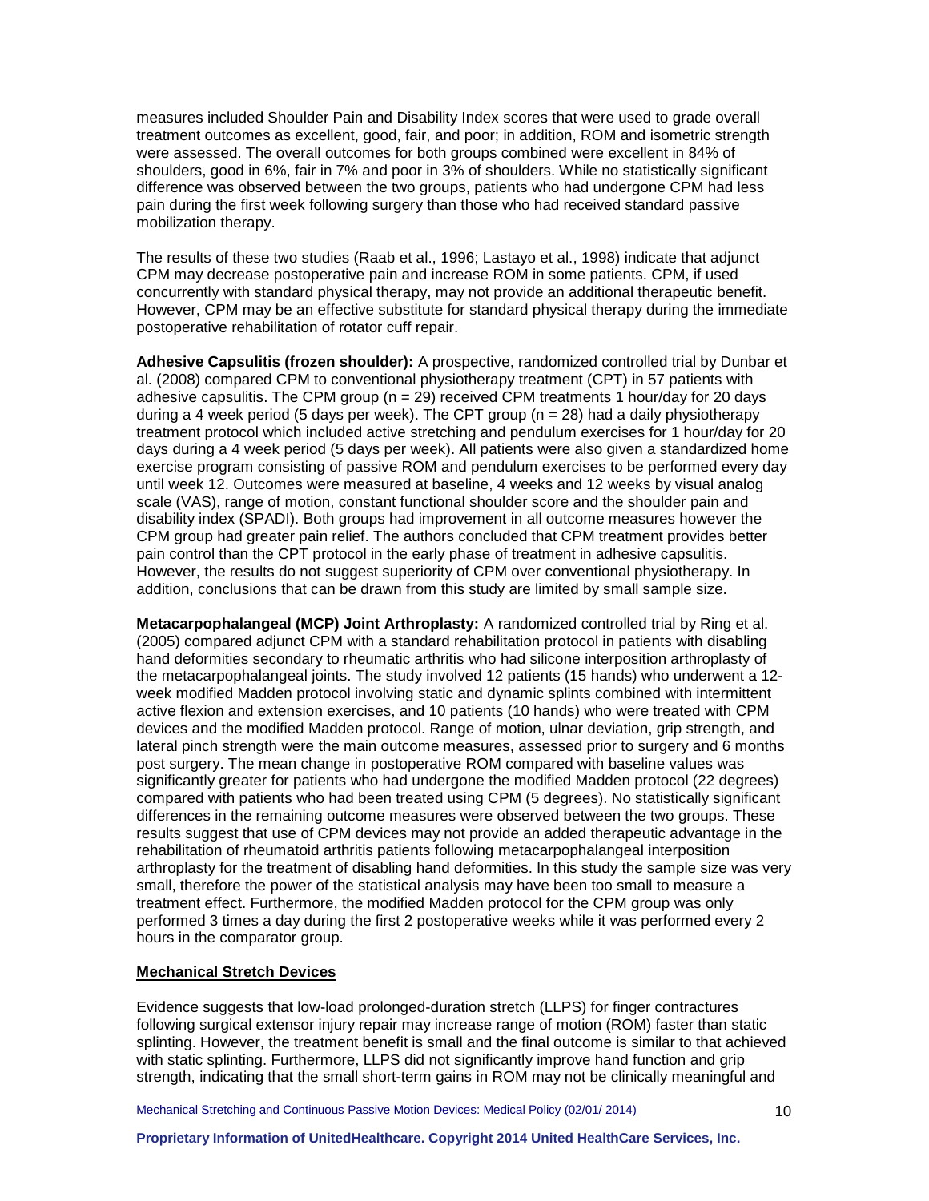measures included Shoulder Pain and Disability Index scores that were used to grade overall treatment outcomes as excellent, good, fair, and poor; in addition, ROM and isometric strength were assessed. The overall outcomes for both groups combined were excellent in 84% of shoulders, good in 6%, fair in 7% and poor in 3% of shoulders. While no statistically significant difference was observed between the two groups, patients who had undergone CPM had less pain during the first week following surgery than those who had received standard passive mobilization therapy.

The results of these two studies (Raab et al., 1996; Lastayo et al., 1998) indicate that adjunct CPM may decrease postoperative pain and increase ROM in some patients. CPM, if used concurrently with standard physical therapy, may not provide an additional therapeutic benefit. However, CPM may be an effective substitute for standard physical therapy during the immediate postoperative rehabilitation of rotator cuff repair.

**Adhesive Capsulitis (frozen shoulder):** A prospective, randomized controlled trial by Dunbar et al. (2008) compared CPM to conventional physiotherapy treatment (CPT) in 57 patients with adhesive capsulitis. The CPM group (n = 29) received CPM treatments 1 hour/day for 20 days during a 4 week period (5 days per week). The CPT group (n = 28) had a daily physiotherapy treatment protocol which included active stretching and pendulum exercises for 1 hour/day for 20 days during a 4 week period (5 days per week). All patients were also given a standardized home exercise program consisting of passive ROM and pendulum exercises to be performed every day until week 12. Outcomes were measured at baseline, 4 weeks and 12 weeks by visual analog scale (VAS), range of motion, constant functional shoulder score and the shoulder pain and disability index (SPADI). Both groups had improvement in all outcome measures however the CPM group had greater pain relief. The authors concluded that CPM treatment provides better pain control than the CPT protocol in the early phase of treatment in adhesive capsulitis. However, the results do not suggest superiority of CPM over conventional physiotherapy. In addition, conclusions that can be drawn from this study are limited by small sample size.

**Metacarpophalangeal (MCP) Joint Arthroplasty:** A randomized controlled trial by Ring et al. (2005) compared adjunct CPM with a standard rehabilitation protocol in patients with disabling hand deformities secondary to rheumatic arthritis who had silicone interposition arthroplasty of the metacarpophalangeal joints. The study involved 12 patients (15 hands) who underwent a 12-week modified Madden protocol involving static and dynamic splints combined with intermittent active flexion and extension exercises, and 10 patients (10 hands) who were treated with CPM devices and the modified Madden protocol. Range of motion, ulnar deviation, grip strength, and lateral pinch strength were the main outcome measures, assessed prior to surgery and 6 months post surgery. The mean change in postoperative ROM compared with baseline values was significantly greater for patients who had undergone the modified Madden protocol (22 degrees) compared with patients who had been treated using CPM (5 degrees). No statistically significant differences in the remaining outcome measures were observed between the two groups. These results suggest that use of CPM devices may not provide an added therapeutic advantage in the rehabilitation of rheumatoid arthritis patients following metacarpophalangeal interposition arthroplasty for the treatment of disabling hand deformities. In this study the sample size was very small, therefore the power of the statistical analysis may have been too small to measure a treatment effect. Furthermore, the modified Madden protocol for the CPM group was only performed 3 times a day during the first 2 postoperative weeks while it was performed every 2 hours in the comparator group.

## Mechanical Stretch Devices

Evidence suggests that low-load prolonged-duration stretch (LLPS) for finger contractures following surgical extensor injury repair may increase range of motion (ROM) faster than static splinting. However, the treatment benefit is small and the final outcome is similar to that achieved with static splinting. Furthermore, LLPS did not significantly improve hand function and grip strength, indicating that the small short-term gains in ROM may not be clinically meaningful and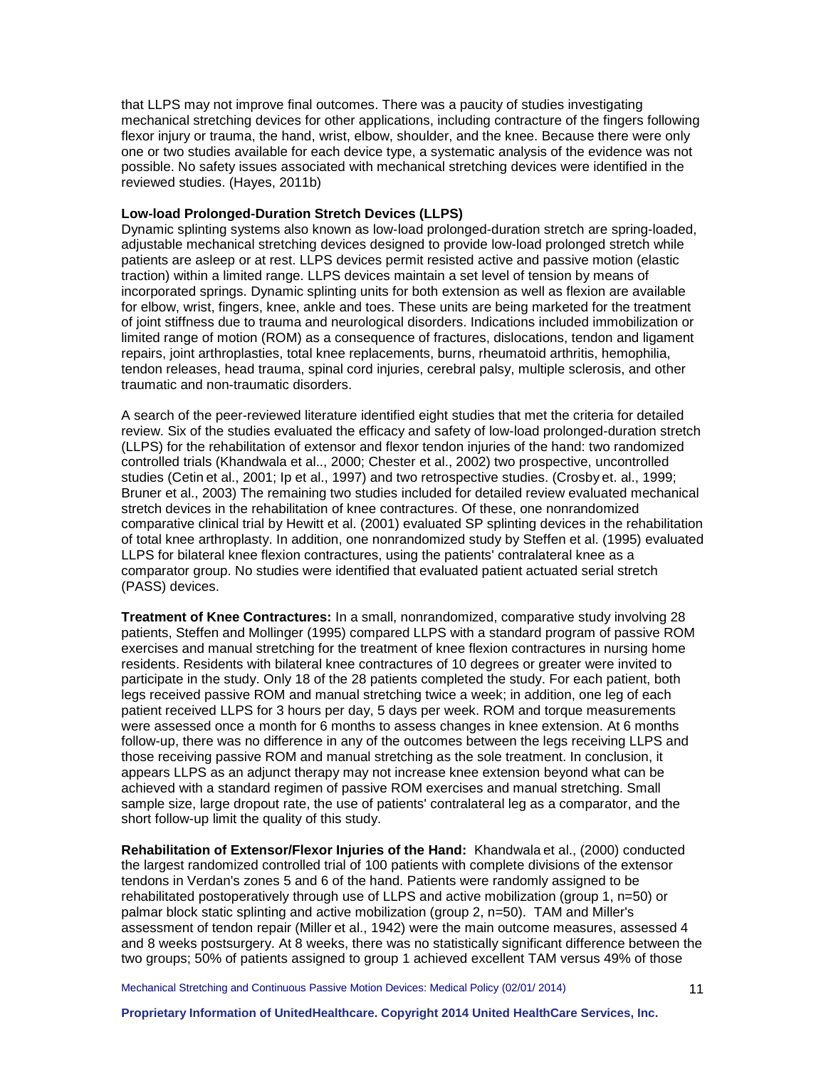that LLPS may not improve final outcomes. There was a paucity of studies investigating mechanical stretching devices for other applications, including contracture of the fingers following flexor injury or trauma, the hand, wrist, elbow, shoulder, and the knee. Because there were only one or two studies available for each device type, a systematic analysis of the evidence was not possible. No safety issues associated with mechanical stretching devices were identified in the reviewed studies. (Hayes, 2011b)

**Low-load Prolonged-Duration Stretch Devices (LLPS)**

Dynamic splinting systems also known as low-load prolonged-duration stretch are spring-loaded, adjustable mechanical stretching devices designed to provide low-load prolonged stretch while patients are asleep or at rest. LLPS devices permit resisted active and passive motion (elastic traction) within a limited range. LLPS devices maintain a set level of tension by means of incorporated springs. Dynamic splinting units for both extension as well as flexion are available for elbow, wrist, fingers, knee, ankle and toes. These units are being marketed for the treatment of joint stiffness due to trauma and neurological disorders. Indications included immobilization or limited range of motion (ROM) as a consequence of fractures, dislocations, tendon and ligament repairs, joint arthroplasties, total knee replacements, burns, rheumatoid arthritis, hemophilia, tendon releases, head trauma, spinal cord injuries, cerebral palsy, multiple sclerosis, and other traumatic and non-traumatic disorders.

A search of the peer-reviewed literature identified eight studies that met the criteria for detailed review. Six of the studies evaluated the efficacy and safety of low-load prolonged-duration stretch (LLPS) for the rehabilitation of extensor and flexor tendon injuries of the hand: two randomized controlled trials (Khandwala et al.., 2000; Chester et al., 2002) two prospective, uncontrolled studies (Cetin et al., 2001; Ip et al., 1997) and two retrospective studies. (Crosby et. al., 1999; Bruner et al., 2003) The remaining two studies included for detailed review evaluated mechanical stretch devices in the rehabilitation of knee contractures. Of these, one nonrandomized comparative clinical trial by Hewitt et al. (2001) evaluated SP splinting devices in the rehabilitation of total knee arthroplasty. In addition, one nonrandomized study by Steffen et al. (1995) evaluated LLPS for bilateral knee flexion contractures, using the patients' contralateral knee as a comparator group. No studies were identified that evaluated patient actuated serial stretch (PASS) devices.

**Treatment of Knee Contractures:** In a small, nonrandomized, comparative study involving 28 patients, Steffen and Mollinger (1995) compared LLPS with a standard program of passive ROM exercises and manual stretching for the treatment of knee flexion contractures in nursing home residents. Residents with bilateral knee contractures of 10 degrees or greater were invited to participate in the study. Only 18 of the 28 patients completed the study. For each patient, both legs received passive ROM and manual stretching twice a week; in addition, one leg of each patient received LLPS for 3 hours per day, 5 days per week. ROM and torque measurements were assessed once a month for 6 months to assess changes in knee extension. At 6 months follow-up, there was no difference in any of the outcomes between the legs receiving LLPS and those receiving passive ROM and manual stretching as the sole treatment. In conclusion, it appears LLPS as an adjunct therapy may not increase knee extension beyond what can be achieved with a standard regimen of passive ROM exercises and manual stretching. Small sample size, large dropout rate, the use of patients' contralateral leg as a comparator, and the short follow-up limit the quality of this study.

**Rehabilitation of Extensor/Flexor Injuries of the Hand:** Khandwala et al., (2000) conducted the largest randomized controlled trial of 100 patients with complete divisions of the extensor tendons in Verdan's zones 5 and 6 of the hand. Patients were randomly assigned to be rehabilitated postoperatively through use of LLPS and active mobilization (group 1, n=50) or palmar block static splinting and active mobilization (group 2, n=50). TAM and Miller's assessment of tendon repair (Miller et al., 1942) were the main outcome measures, assessed 4 and 8 weeks postsurgery. At 8 weeks, there was no statistically significant difference between the two groups; 50% of patients assigned to group 1 achieved excellent TAM versus 49% of those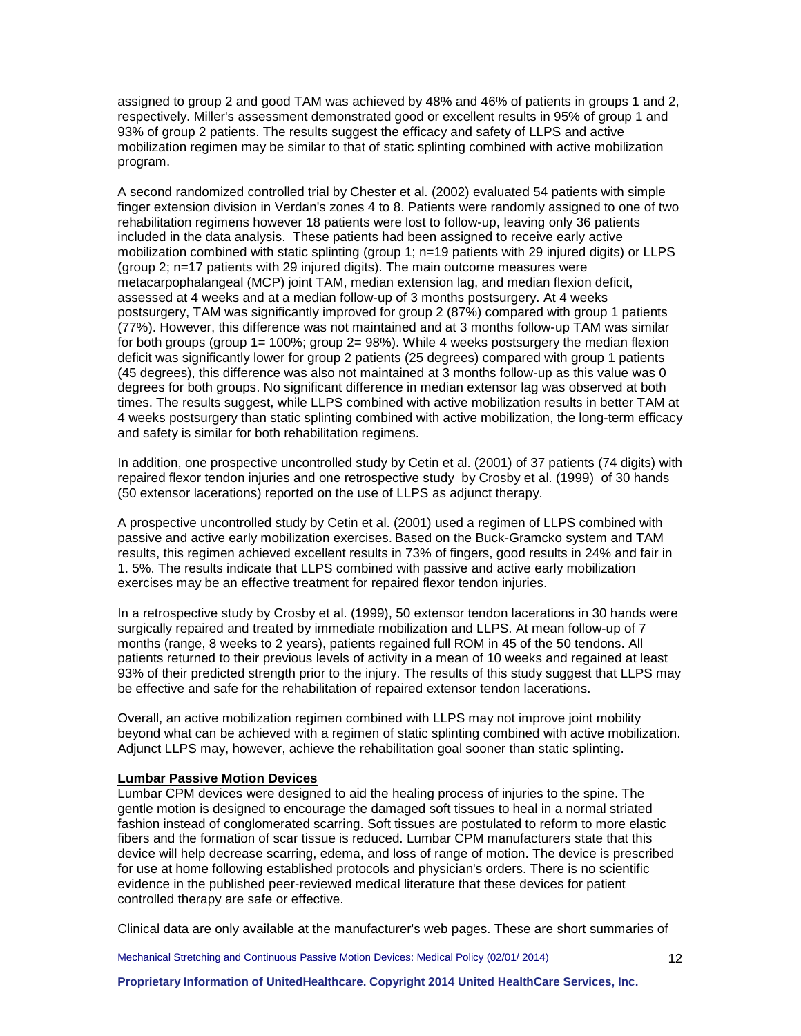assigned to group 2 and good TAM was achieved by 48% and 46% of patients in groups 1 and 2, respectively. Miller's assessment demonstrated good or excellent results in 95% of group 1 and 93% of group 2 patients. The results suggest the efficacy and safety of LLPS and active mobilization regimen may be similar to that of static splinting combined with active mobilization program.

A second randomized controlled trial by Chester et al. (2002) evaluated 54 patients with simple finger extension division in Verdan's zones 4 to 8. Patients were randomly assigned to one of two rehabilitation regimens however 18 patients were lost to follow-up, leaving only 36 patients included in the data analysis. These patients had been assigned to receive early active mobilization combined with static splinting (group 1; n=19 patients with 29 injured digits) or LLPS (group 2; n=17 patients with 29 injured digits). The main outcome measures were metacarpophalangeal (MCP) joint TAM, median extension lag, and median flexion deficit, assessed at 4 weeks and at a median follow-up of 3 months postsurgery. At 4 weeks postsurgery, TAM was significantly improved for group 2 (87%) compared with group 1 patients (77%). However, this difference was not maintained and at 3 months follow-up TAM was similar for both groups (group 1= 100%; group 2= 98%). While 4 weeks postsurgery the median flexion deficit was significantly lower for group 2 patients (25 degrees) compared with group 1 patients (45 degrees), this difference was also not maintained at 3 months follow-up as this value was 0 degrees for both groups. No significant difference in median extensor lag was observed at both times. The results suggest, while LLPS combined with active mobilization results in better TAM at 4 weeks postsurgery than static splinting combined with active mobilization, the long-term efficacy and safety is similar for both rehabilitation regimens.

In addition, one prospective uncontrolled study by Cetin et al. (2001) of 37 patients (74 digits) with repaired flexor tendon injuries and one retrospective study by Crosby et al. (1999) of 30 hands (50 extensor lacerations) reported on the use of LLPS as adjunct therapy.

A prospective uncontrolled study by Cetin et al. (2001) used a regimen of LLPS combined with passive and active early mobilization exercises. Based on the Buck-Gramcko system and TAM results, this regimen achieved excellent results in 73% of fingers, good results in 24% and fair in 1. 5%. The results indicate that LLPS combined with passive and active early mobilization exercises may be an effective treatment for repaired flexor tendon injuries.

In a retrospective study by Crosby et al. (1999), 50 extensor tendon lacerations in 30 hands were surgically repaired and treated by immediate mobilization and LLPS. At mean follow-up of 7 months (range, 8 weeks to 2 years), patients regained full ROM in 45 of the 50 tendons. All patients returned to their previous levels of activity in a mean of 10 weeks and regained at least 93% of their predicted strength prior to the injury. The results of this study suggest that LLPS may be effective and safe for the rehabilitation of repaired extensor tendon lacerations.

Overall, an active mobilization regimen combined with LLPS may not improve joint mobility beyond what can be achieved with a regimen of static splinting combined with active mobilization. Adjunct LLPS may, however, achieve the rehabilitation goal sooner than static splinting.

**Lumbar Passive Motion Devices**

Lumbar CPM devices were designed to aid the healing process of injuries to the spine. The gentle motion is designed to encourage the damaged soft tissues to heal in a normal striated fashion instead of conglomerated scarring. Soft tissues are postulated to reform to more elastic fibers and the formation of scar tissue is reduced. Lumbar CPM manufacturers state that this device will help decrease scarring, edema, and loss of range of motion. The device is prescribed for use at home following established protocols and physician's orders. There is no scientific evidence in the published peer-reviewed medical literature that these devices for patient controlled therapy are safe or effective.

Clinical data are only available at the manufacturer's web pages. These are short summaries of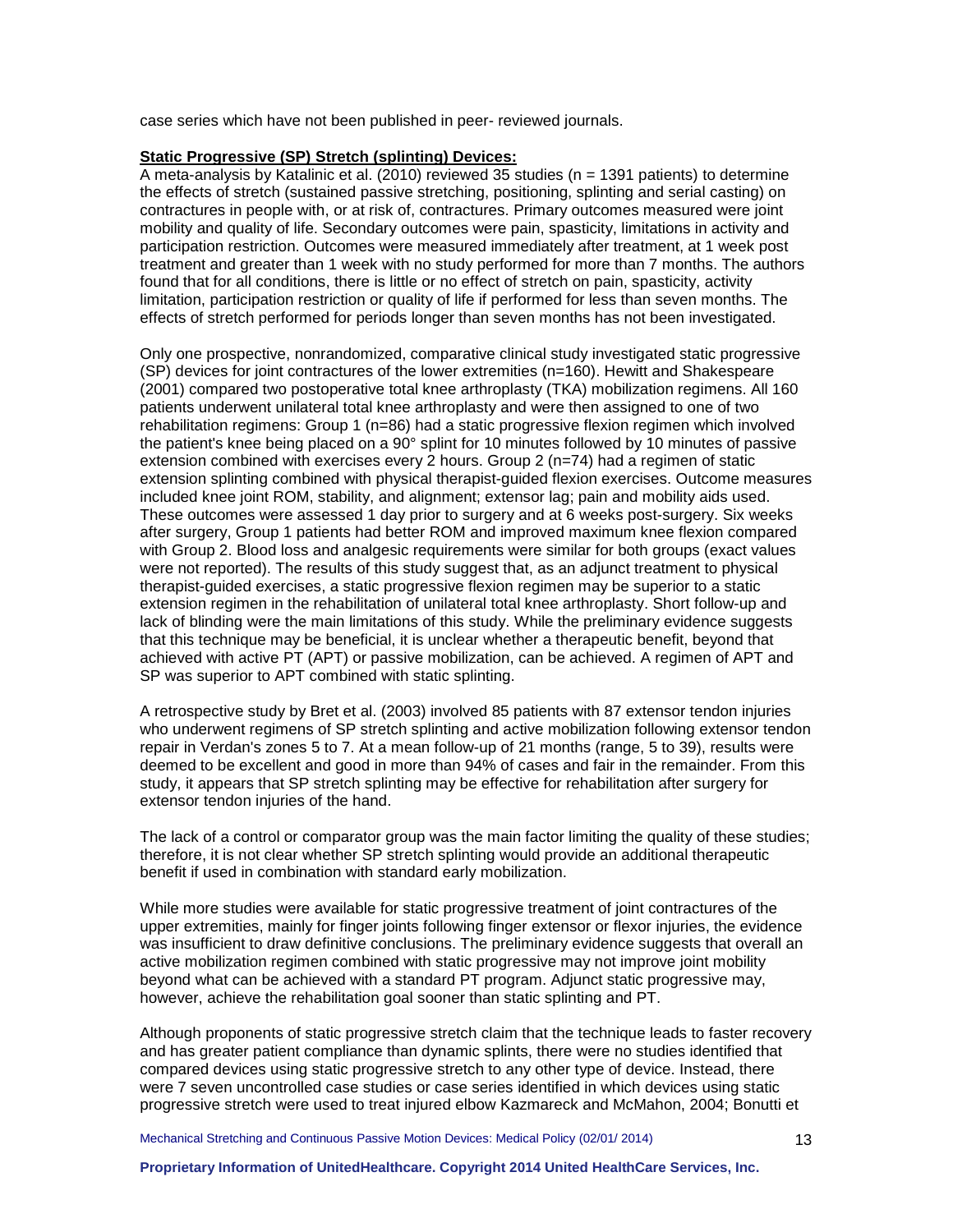case series which have not been published in peer- reviewed journals.

**Static Progressive (SP) Stretch (splinting) Devices:**

A meta-analysis by Katalinic et al. (2010) reviewed 35 studies (n = 1391 patients) to determine the effects of stretch (sustained passive stretching, positioning, splinting and serial casting) on contractures in people with, or at risk of, contractures. Primary outcomes measured were joint mobility and quality of life. Secondary outcomes were pain, spasticity, limitations in activity and participation restriction. Outcomes were measured immediately after treatment, at 1 week post treatment and greater than 1 week with no study performed for more than 7 months. The authors found that for all conditions, there is little or no effect of stretch on pain, spasticity, activity limitation, participation restriction or quality of life if performed for less than seven months. The effects of stretch performed for periods longer than seven months has not been investigated.

Only one prospective, nonrandomized, comparative clinical study investigated static progressive (SP) devices for joint contractures of the lower extremities (n=160). Hewitt and Shakespeare (2001) compared two postoperative total knee arthroplasty (TKA) mobilization regimens. All 160 patients underwent unilateral total knee arthroplasty and were then assigned to one of two rehabilitation regimens: Group 1 (n=86) had a static progressive flexion regimen which involved the patient's knee being placed on a 90° splint for 10 minutes followed by 10 minutes of passive extension combined with exercises every 2 hours. Group 2 (n=74) had a regimen of static extension splinting combined with physical therapist-guided flexion exercises. Outcome measures included knee joint ROM, stability, and alignment; extensor lag; pain and mobility aids used. These outcomes were assessed 1 day prior to surgery and at 6 weeks post-surgery. Six weeks after surgery, Group 1 patients had better ROM and improved maximum knee flexion compared with Group 2. Blood loss and analgesic requirements were similar for both groups (exact values were not reported). The results of this study suggest that, as an adjunct treatment to physical therapist-guided exercises, a static progressive flexion regimen may be superior to a static extension regimen in the rehabilitation of unilateral total knee arthroplasty. Short follow-up and lack of blinding were the main limitations of this study. While the preliminary evidence suggests that this technique may be beneficial, it is unclear whether a therapeutic benefit, beyond that achieved with active PT (APT) or passive mobilization, can be achieved. A regimen of APT and SP was superior to APT combined with static splinting.

A retrospective study by Bret et al. (2003) involved 85 patients with 87 extensor tendon injuries who underwent regimens of SP stretch splinting and active mobilization following extensor tendon repair in Verdan's zones 5 to 7. At a mean follow-up of 21 months (range, 5 to 39), results were deemed to be excellent and good in more than 94% of cases and fair in the remainder. From this study, it appears that SP stretch splinting may be effective for rehabilitation after surgery for extensor tendon injuries of the hand.

The lack of a control or comparator group was the main factor limiting the quality of these studies; therefore, it is not clear whether SP stretch splinting would provide an additional therapeutic benefit if used in combination with standard early mobilization.

While more studies were available for static progressive treatment of joint contractures of the upper extremities, mainly for finger joints following finger extensor or flexor injuries, the evidence was insufficient to draw definitive conclusions. The preliminary evidence suggests that overall an active mobilization regimen combined with static progressive may not improve joint mobility beyond what can be achieved with a standard PT program. Adjunct static progressive may, however, achieve the rehabilitation goal sooner than static splinting and PT.

Although proponents of static progressive stretch claim that the technique leads to faster recovery and has greater patient compliance than dynamic splints, there were no studies identified that compared devices using static progressive stretch to any other type of device. Instead, there were 7 seven uncontrolled case studies or case series identified in which devices using static progressive stretch were used to treat injured elbow Kazmareck and McMahon, 2004; Bonutti et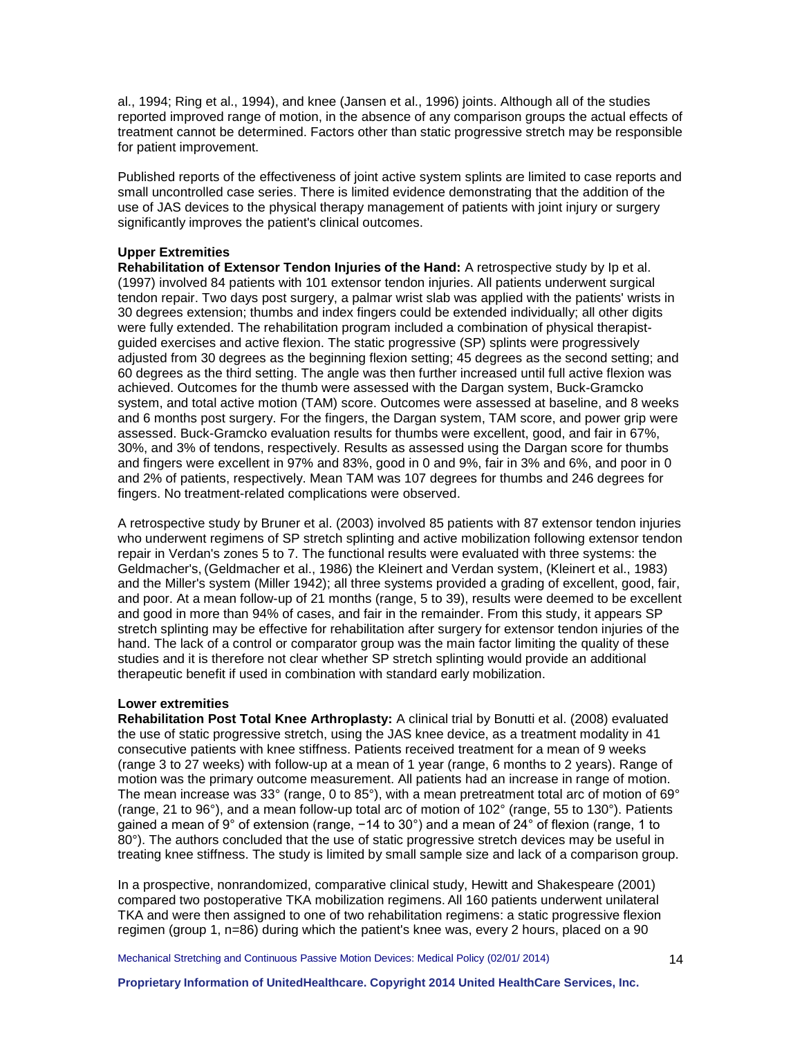al., 1994; Ring et al., 1994), and knee (Jansen et al., 1996) joints. Although all of the studies reported improved range of motion, in the absence of any comparison groups the actual effects of treatment cannot be determined. Factors other than static progressive stretch may be responsible for patient improvement.

Published reports of the effectiveness of joint active system splints are limited to case reports and small uncontrolled case series. There is limited evidence demonstrating that the addition of the use of JAS devices to the physical therapy management of patients with joint injury or surgery significantly improves the patient's clinical outcomes.

**Upper Extremities**

**Rehabilitation of Extensor Tendon Injuries of the Hand:** A retrospective study by Ip et al. (1997) involved 84 patients with 101 extensor tendon injuries. All patients underwent surgical tendon repair. Two days post surgery, a palmar wrist slab was applied with the patients' wrists in 30 degrees extension; thumbs and index fingers could be extended individually; all other digits were fully extended. The rehabilitation program included a combination of physical therapist-guided exercises and active flexion. The static progressive (SP) splints were progressively adjusted from 30 degrees as the beginning flexion setting; 45 degrees as the second setting; and 60 degrees as the third setting. The angle was then further increased until full active flexion was achieved. Outcomes for the thumb were assessed with the Dargan system, Buck-Gramcko system, and total active motion (TAM) score. Outcomes were assessed at baseline, and 8 weeks and 6 months post surgery. For the fingers, the Dargan system, TAM score, and power grip were assessed. Buck-Gramcko evaluation results for thumbs were excellent, good, and fair in 67%, 30%, and 3% of tendons, respectively. Results as assessed using the Dargan score for thumbs and fingers were excellent in 97% and 83%, good in 0 and 9%, fair in 3% and 6%, and poor in 0 and 2% of patients, respectively. Mean TAM was 107 degrees for thumbs and 246 degrees for fingers. No treatment-related complications were observed.

A retrospective study by Bruner et al. (2003) involved 85 patients with 87 extensor tendon injuries who underwent regimens of SP stretch splinting and active mobilization following extensor tendon repair in Verdan's zones 5 to 7. The functional results were evaluated with three systems: the Geldmacher's, (Geldmacher et al., 1986) the Kleinert and Verdan system, (Kleinert et al., 1983) and the Miller's system (Miller 1942); all three systems provided a grading of excellent, good, fair, and poor. At a mean follow-up of 21 months (range, 5 to 39), results were deemed to be excellent and good in more than 94% of cases, and fair in the remainder. From this study, it appears SP stretch splinting may be effective for rehabilitation after surgery for extensor tendon injuries of the hand. The lack of a control or comparator group was the main factor limiting the quality of these studies and it is therefore not clear whether SP stretch splinting would provide an additional therapeutic benefit if used in combination with standard early mobilization.

**Lower extremities**

**Rehabilitation Post Total Knee Arthroplasty:** A clinical trial by Bonutti et al. (2008) evaluated the use of static progressive stretch, using the JAS knee device, as a treatment modality in 41 consecutive patients with knee stiffness. Patients received treatment for a mean of 9 weeks (range 3 to 27 weeks) with follow-up at a mean of 1 year (range, 6 months to 2 years). Range of motion was the primary outcome measurement. All patients had an increase in range of motion. The mean increase was 33° (range, 0 to 85°), with a mean pretreatment total arc of motion of 69° (range, 21 to 96°), and a mean follow-up total arc of motion of 102° (range, 55 to 130°). Patients gained a mean of 9° of extension (range, −14 to 30°) and a mean of 24° of flexion (range, 1 to 80°). The authors concluded that the use of static progressive stretch devices may be useful in treating knee stiffness. The study is limited by small sample size and lack of a comparison group.

In a prospective, nonrandomized, comparative clinical study, Hewitt and Shakespeare (2001) compared two postoperative TKA mobilization regimens. All 160 patients underwent unilateral TKA and were then assigned to one of two rehabilitation regimens: a static progressive flexion regimen (group 1, n=86) during which the patient's knee was, every 2 hours, placed on a 90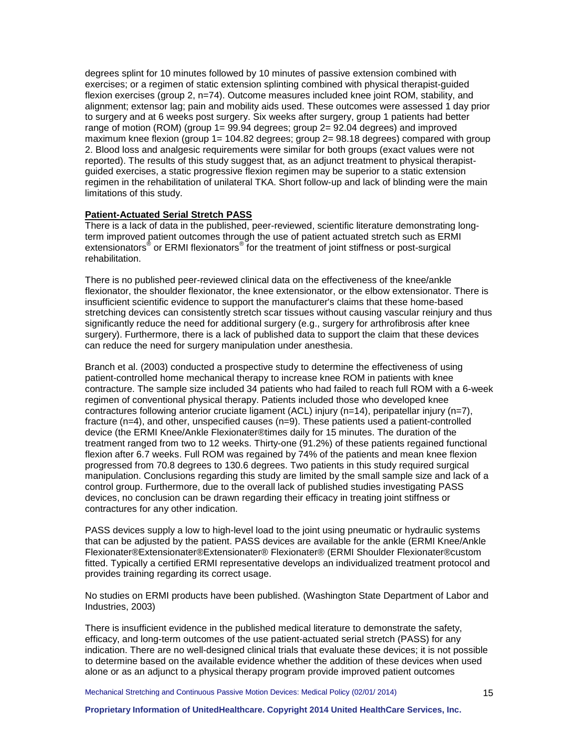degrees splint for 10 minutes followed by 10 minutes of passive extension combined with exercises; or a regimen of static extension splinting combined with physical therapist-guided flexion exercises (group 2, n=74). Outcome measures included knee joint ROM, stability, and alignment; extensor lag; pain and mobility aids used. These outcomes were assessed 1 day prior to surgery and at 6 weeks post surgery. Six weeks after surgery, group 1 patients had better range of motion (ROM) (group 1= 99.94 degrees; group 2= 92.04 degrees) and improved maximum knee flexion (group 1= 104.82 degrees; group 2= 98.18 degrees) compared with group 2. Blood loss and analgesic requirements were similar for both groups (exact values were not reported). The results of this study suggest that, as an adjunct treatment to physical therapist-guided exercises, a static progressive flexion regimen may be superior to a static extension regimen in the rehabilitation of unilateral TKA. Short follow-up and lack of blinding were the main limitations of this study.

**Patient-Actuated Serial Stretch PASS**

There is a lack of data in the published, peer-reviewed, scientific literature demonstrating long-term improved patient outcomes through the use of patient actuated stretch such as ERMI extensionators® or ERMI flexionators® for the treatment of joint stiffness or post-surgical rehabilitation.

There is no published peer-reviewed clinical data on the effectiveness of the knee/ankle flexionator, the shoulder flexionator, the knee extensionator, or the elbow extensionator. There is insufficient scientific evidence to support the manufacturer's claims that these home-based stretching devices can consistently stretch scar tissues without causing vascular reinjury and thus significantly reduce the need for additional surgery (e.g., surgery for arthrofibrosis after knee surgery). Furthermore, there is a lack of published data to support the claim that these devices can reduce the need for surgery manipulation under anesthesia.

Branch et al. (2003) conducted a prospective study to determine the effectiveness of using patient-controlled home mechanical therapy to increase knee ROM in patients with knee contracture. The sample size included 34 patients who had failed to reach full ROM with a 6-week regimen of conventional physical therapy. Patients included those who developed knee contractures following anterior cruciate ligament (ACL) injury (n=14), peripatellar injury (n=7), fracture (n=4), and other, unspecified causes (n=9). These patients used a patient-controlled device (the ERMI Knee/Ankle Flexionater®times daily for 15 minutes. The duration of the treatment ranged from two to 12 weeks. Thirty-one (91.2%) of these patients regained functional flexion after 6.7 weeks. Full ROM was regained by 74% of the patients and mean knee flexion progressed from 70.8 degrees to 130.6 degrees. Two patients in this study required surgical manipulation. Conclusions regarding this study are limited by the small sample size and lack of a control group. Furthermore, due to the overall lack of published studies investigating PASS devices, no conclusion can be drawn regarding their efficacy in treating joint stiffness or contractures for any other indication.

PASS devices supply a low to high-level load to the joint using pneumatic or hydraulic systems that can be adjusted by the patient. PASS devices are available for the ankle (ERMI Knee/Ankle Flexionater®Extensionater®Extensionater® Flexionater® (ERMI Shoulder Flexionater®custom fitted. Typically a certified ERMI representative develops an individualized treatment protocol and provides training regarding its correct usage.

No studies on ERMI products have been published. (Washington State Department of Labor and Industries, 2003)

There is insufficient evidence in the published medical literature to demonstrate the safety, efficacy, and long-term outcomes of the use patient-actuated serial stretch (PASS) for any indication. There are no well-designed clinical trials that evaluate these devices; it is not possible to determine based on the available evidence whether the addition of these devices when used alone or as an adjunct to a physical therapy program provide improved patient outcomes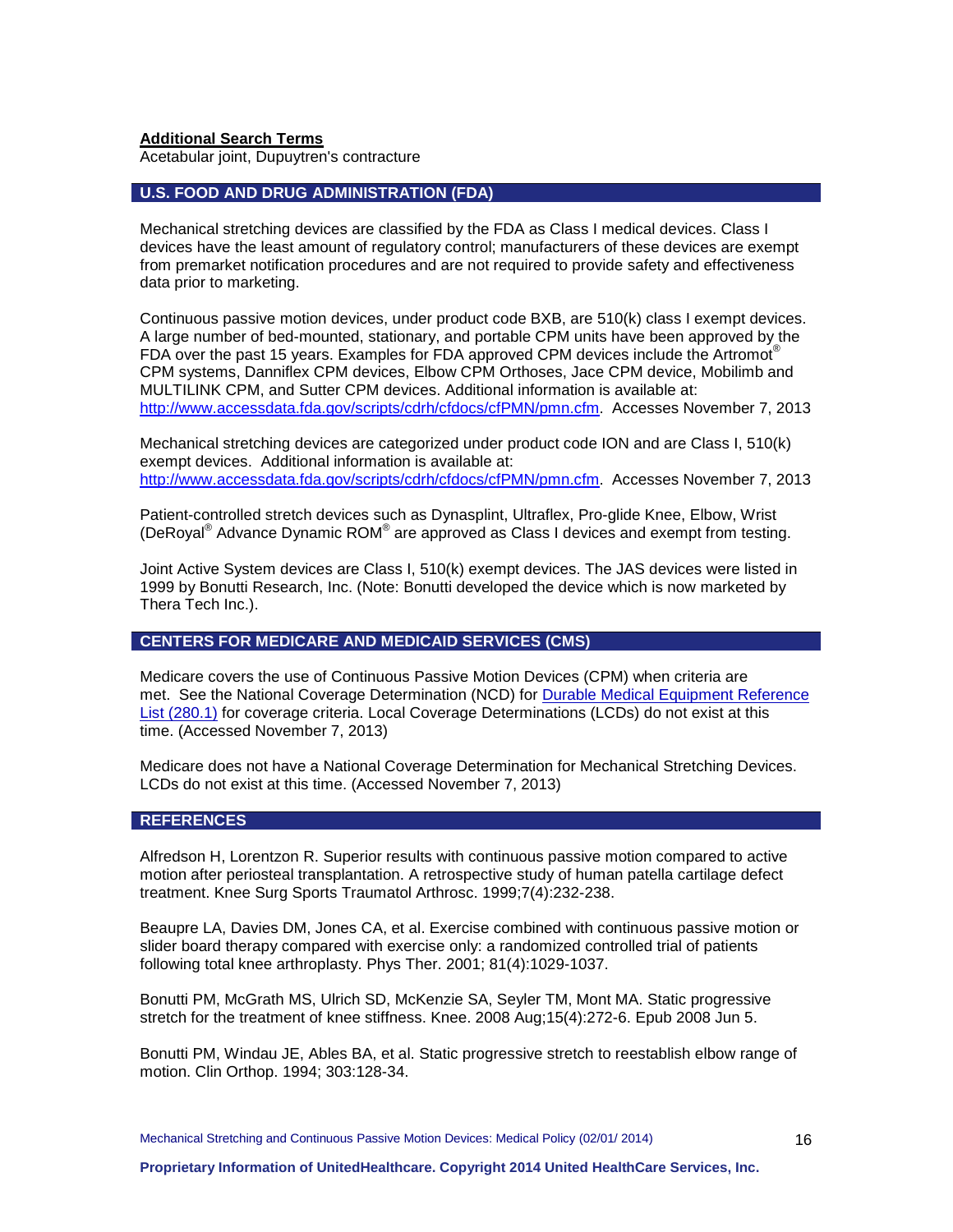**Additional Search Terms**

Acetabular joint, Dupuytren's contracture

## U.S. FOOD AND DRUG ADMINISTRATION (FDA)

Mechanical stretching devices are classified by the FDA as Class I medical devices. Class I devices have the least amount of regulatory control; manufacturers of these devices are exempt from premarket notification procedures and are not required to provide safety and effectiveness data prior to marketing.

Continuous passive motion devices, under product code BXB, are 510(k) class I exempt devices. A large number of bed-mounted, stationary, and portable CPM units have been approved by the FDA over the past 15 years. Examples for FDA approved CPM devices include the Artromot® CPM systems, Danniflex CPM devices, Elbow CPM Orthoses, Jace CPM device, Mobilimb and MULTILINK CPM, and Sutter CPM devices. Additional information is available at: http://www.accessdata.fda.gov/scripts/cdrh/cfdocs/cfPMN/pmn.cfm. Accesses November 7, 2013

Mechanical stretching devices are categorized under product code ION and are Class I, 510(k) exempt devices. Additional information is available at: http://www.accessdata.fda.gov/scripts/cdrh/cfdocs/cfPMN/pmn.cfm. Accesses November 7, 2013

Patient-controlled stretch devices such as Dynasplint, Ultraflex, Pro-glide Knee, Elbow, Wrist (DeRoyal® Advance Dynamic ROM® are approved as Class I devices and exempt from testing.

Joint Active System devices are Class I, 510(k) exempt devices. The JAS devices were listed in 1999 by Bonutti Research, Inc. (Note: Bonutti developed the device which is now marketed by Thera Tech Inc.).

## CENTERS FOR MEDICARE AND MEDICAID SERVICES (CMS)

Medicare covers the use of Continuous Passive Motion Devices (CPM) when criteria are met. See the National Coverage Determination (NCD) for Durable Medical Equipment Reference List (280.1) for coverage criteria. Local Coverage Determinations (LCDs) do not exist at this time. (Accessed November 7, 2013)

Medicare does not have a National Coverage Determination for Mechanical Stretching Devices. LCDs do not exist at this time. (Accessed November 7, 2013)

## REFERENCES

Alfredson H, Lorentzon R. Superior results with continuous passive motion compared to active motion after periosteal transplantation. A retrospective study of human patella cartilage defect treatment. Knee Surg Sports Traumatol Arthrosc. 1999;7(4):232-238.

Beaupre LA, Davies DM, Jones CA, et al. Exercise combined with continuous passive motion or slider board therapy compared with exercise only: a randomized controlled trial of patients following total knee arthroplasty. Phys Ther. 2001; 81(4):1029-1037.

Bonutti PM, McGrath MS, Ulrich SD, McKenzie SA, Seyler TM, Mont MA. Static progressive stretch for the treatment of knee stiffness. Knee. 2008 Aug;15(4):272-6. Epub 2008 Jun 5.

Bonutti PM, Windau JE, Ables BA, et al. Static progressive stretch to reestablish elbow range of motion. Clin Orthop. 1994; 303:128-34.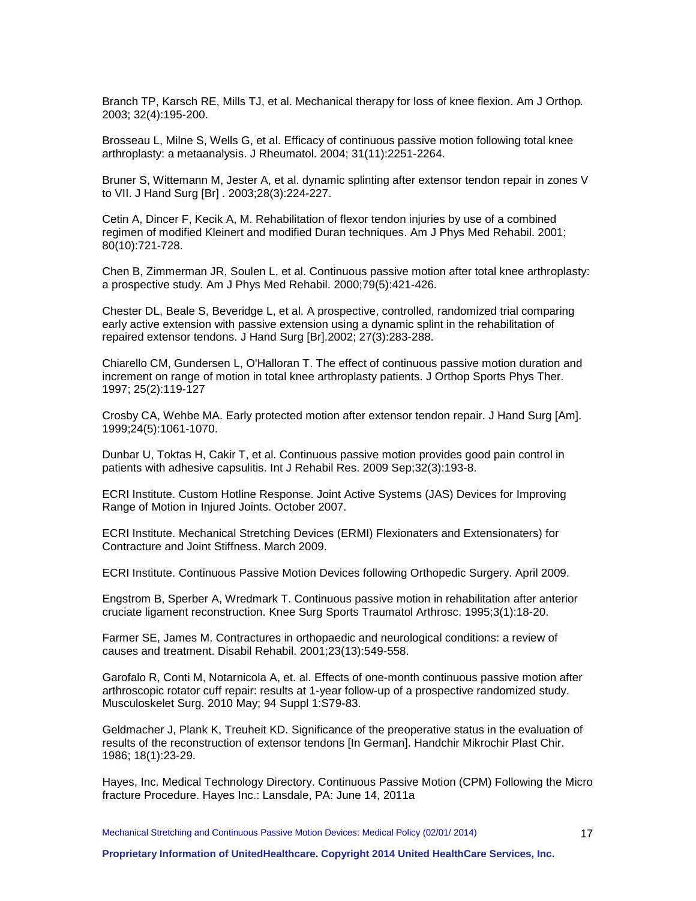Branch TP, Karsch RE, Mills TJ, et al. Mechanical therapy for loss of knee flexion. Am J Orthop. 2003; 32(4):195-200.

Brosseau L, Milne S, Wells G, et al. Efficacy of continuous passive motion following total knee arthroplasty: a metaanalysis. J Rheumatol. 2004; 31(11):2251-2264.

Bruner S, Wittemann M, Jester A, et al. dynamic splinting after extensor tendon repair in zones V to VII. J Hand Surg [Br] . 2003;28(3):224-227.

Cetin A, Dincer F, Kecik A, M. Rehabilitation of flexor tendon injuries by use of a combined regimen of modified Kleinert and modified Duran techniques. Am J Phys Med Rehabil. 2001; 80(10):721-728.

Chen B, Zimmerman JR, Soulen L, et al. Continuous passive motion after total knee arthroplasty: a prospective study. Am J Phys Med Rehabil. 2000;79(5):421-426.

Chester DL, Beale S, Beveridge L, et al. A prospective, controlled, randomized trial comparing early active extension with passive extension using a dynamic splint in the rehabilitation of repaired extensor tendons. J Hand Surg [Br].2002; 27(3):283-288.

Chiarello CM, Gundersen L, O'Halloran T. The effect of continuous passive motion duration and increment on range of motion in total knee arthroplasty patients. J Orthop Sports Phys Ther. 1997; 25(2):119-127

Crosby CA, Wehbe MA. Early protected motion after extensor tendon repair. J Hand Surg [Am]. 1999;24(5):1061-1070.

Dunbar U, Toktas H, Cakir T, et al. Continuous passive motion provides good pain control in patients with adhesive capsulitis. Int J Rehabil Res. 2009 Sep;32(3):193-8.

ECRI Institute. Custom Hotline Response. Joint Active Systems (JAS) Devices for Improving Range of Motion in Injured Joints. October 2007.

ECRI Institute. Mechanical Stretching Devices (ERMI) Flexionaters and Extensionaters) for Contracture and Joint Stiffness. March 2009.

ECRI Institute. Continuous Passive Motion Devices following Orthopedic Surgery. April 2009.

Engstrom B, Sperber A, Wredmark T. Continuous passive motion in rehabilitation after anterior cruciate ligament reconstruction. Knee Surg Sports Traumatol Arthrosc. 1995;3(1):18-20.

Farmer SE, James M. Contractures in orthopaedic and neurological conditions: a review of causes and treatment. Disabil Rehabil. 2001;23(13):549-558.

Garofalo R, Conti M, Notarnicola A, et. al. Effects of one-month continuous passive motion after arthroscopic rotator cuff repair: results at 1-year follow-up of a prospective randomized study. Musculoskelet Surg. 2010 May; 94 Suppl 1:S79-83.

Geldmacher J, Plank K, Treuheit KD. Significance of the preoperative status in the evaluation of results of the reconstruction of extensor tendons [In German]. Handchir Mikrochir Plast Chir. 1986; 18(1):23-29.

Hayes, Inc. Medical Technology Directory. Continuous Passive Motion (CPM) Following the Micro fracture Procedure. Hayes Inc.: Lansdale, PA: June 14, 2011a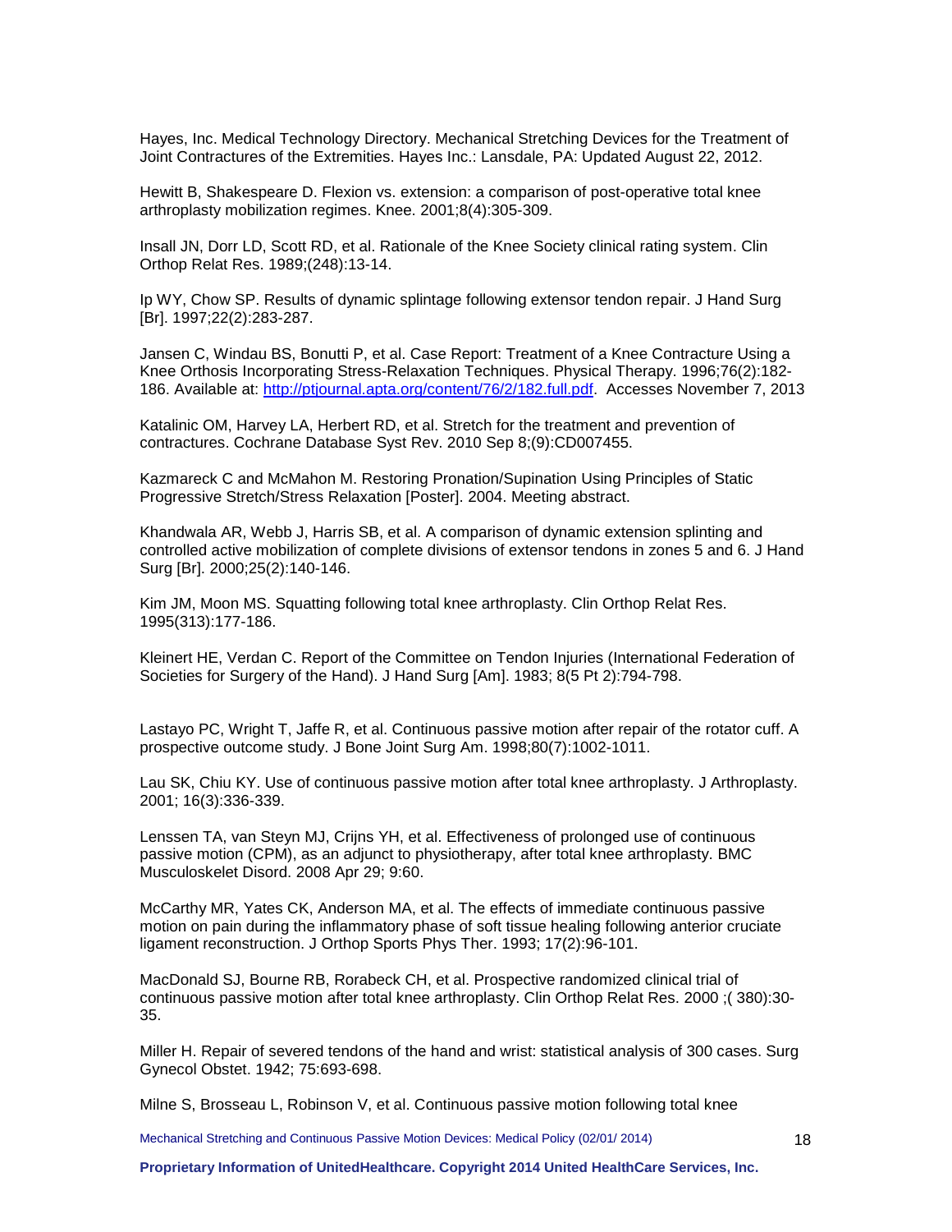Hayes, Inc. Medical Technology Directory. Mechanical Stretching Devices for the Treatment of Joint Contractures of the Extremities. Hayes Inc.: Lansdale, PA: Updated August 22, 2012.

Hewitt B, Shakespeare D. Flexion vs. extension: a comparison of post-operative total knee arthroplasty mobilization regimes. Knee. 2001;8(4):305-309.

Insall JN, Dorr LD, Scott RD, et al. Rationale of the Knee Society clinical rating system. Clin Orthop Relat Res. 1989;(248):13-14.

Ip WY, Chow SP. Results of dynamic splintage following extensor tendon repair. J Hand Surg [Br]. 1997;22(2):283-287.

Jansen C, Windau BS, Bonutti P, et al. Case Report: Treatment of a Knee Contracture Using a Knee Orthosis Incorporating Stress-Relaxation Techniques. Physical Therapy. 1996;76(2):182-186. Available at: http://ptjournal.apta.org/content/76/2/182.full.pdf. Accesses November 7, 2013

Katalinic OM, Harvey LA, Herbert RD, et al. Stretch for the treatment and prevention of contractures. Cochrane Database Syst Rev. 2010 Sep 8;(9):CD007455.

Kazmareck C and McMahon M. Restoring Pronation/Supination Using Principles of Static Progressive Stretch/Stress Relaxation [Poster]. 2004. Meeting abstract.

Khandwala AR, Webb J, Harris SB, et al. A comparison of dynamic extension splinting and controlled active mobilization of complete divisions of extensor tendons in zones 5 and 6. J Hand Surg [Br]. 2000;25(2):140-146.

Kim JM, Moon MS. Squatting following total knee arthroplasty. Clin Orthop Relat Res. 1995(313):177-186.

Kleinert HE, Verdan C. Report of the Committee on Tendon Injuries (International Federation of Societies for Surgery of the Hand). J Hand Surg [Am]. 1983; 8(5 Pt 2):794-798.

Lastayo PC, Wright T, Jaffe R, et al. Continuous passive motion after repair of the rotator cuff. A prospective outcome study. J Bone Joint Surg Am. 1998;80(7):1002-1011.

Lau SK, Chiu KY. Use of continuous passive motion after total knee arthroplasty. J Arthroplasty. 2001; 16(3):336-339.

Lenssen TA, van Steyn MJ, Crijns YH, et al. Effectiveness of prolonged use of continuous passive motion (CPM), as an adjunct to physiotherapy, after total knee arthroplasty. BMC Musculoskelet Disord. 2008 Apr 29; 9:60.

McCarthy MR, Yates CK, Anderson MA, et al. The effects of immediate continuous passive motion on pain during the inflammatory phase of soft tissue healing following anterior cruciate ligament reconstruction. J Orthop Sports Phys Ther. 1993; 17(2):96-101.

MacDonald SJ, Bourne RB, Rorabeck CH, et al. Prospective randomized clinical trial of continuous passive motion after total knee arthroplasty. Clin Orthop Relat Res. 2000 ;( 380):30-35.

Miller H. Repair of severed tendons of the hand and wrist: statistical analysis of 300 cases. Surg Gynecol Obstet. 1942; 75:693-698.

Milne S, Brosseau L, Robinson V, et al. Continuous passive motion following total knee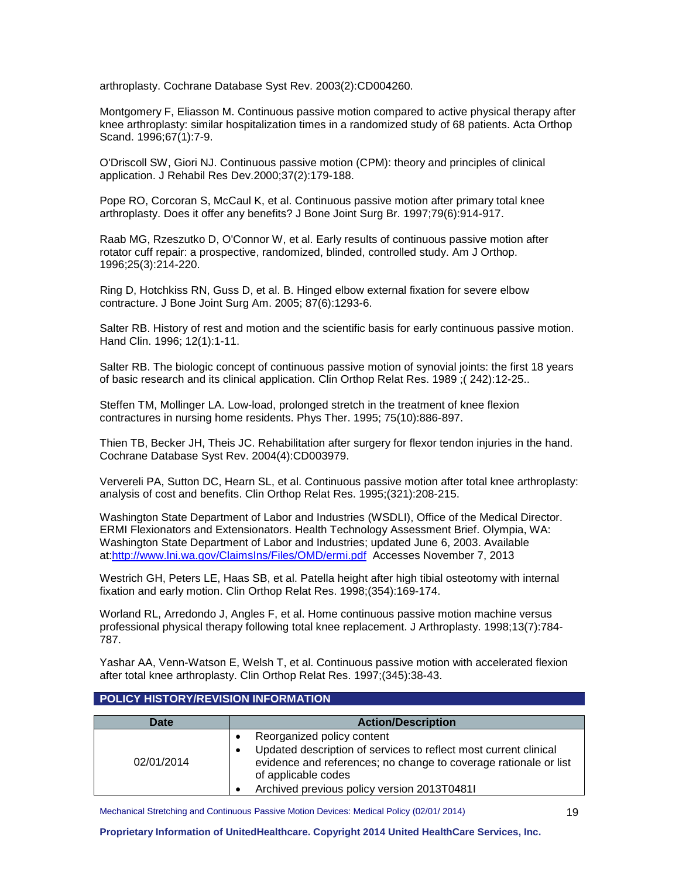arthroplasty. Cochrane Database Syst Rev. 2003(2):CD004260.

Montgomery F, Eliasson M. Continuous passive motion compared to active physical therapy after knee arthroplasty: similar hospitalization times in a randomized study of 68 patients. Acta Orthop Scand. 1996;67(1):7-9.

O'Driscoll SW, Giori NJ. Continuous passive motion (CPM): theory and principles of clinical application. J Rehabil Res Dev.2000;37(2):179-188.

Pope RO, Corcoran S, McCaul K, et al. Continuous passive motion after primary total knee arthroplasty. Does it offer any benefits? J Bone Joint Surg Br. 1997;79(6):914-917.

Raab MG, Rzeszutko D, O'Connor W, et al. Early results of continuous passive motion after rotator cuff repair: a prospective, randomized, blinded, controlled study. Am J Orthop. 1996;25(3):214-220.

Ring D, Hotchkiss RN, Guss D, et al. B. Hinged elbow external fixation for severe elbow contracture. J Bone Joint Surg Am. 2005; 87(6):1293-6.

Salter RB. History of rest and motion and the scientific basis for early continuous passive motion. Hand Clin. 1996; 12(1):1-11.

Salter RB. The biologic concept of continuous passive motion of synovial joints: the first 18 years of basic research and its clinical application. Clin Orthop Relat Res. 1989 ;( 242):12-25..

Steffen TM, Mollinger LA. Low-load, prolonged stretch in the treatment of knee flexion contractures in nursing home residents. Phys Ther. 1995; 75(10):886-897.

Thien TB, Becker JH, Theis JC. Rehabilitation after surgery for flexor tendon injuries in the hand. Cochrane Database Syst Rev. 2004(4):CD003979.

Ververeli PA, Sutton DC, Hearn SL, et al. Continuous passive motion after total knee arthroplasty: analysis of cost and benefits. Clin Orthop Relat Res. 1995;(321):208-215.

Washington State Department of Labor and Industries (WSDLI), Office of the Medical Director. ERMI Flexionators and Extensionators. Health Technology Assessment Brief. Olympia, WA: Washington State Department of Labor and Industries; updated June 6, 2003. Available at:http://www.lni.wa.gov/ClaimsIns/Files/OMD/ermi.pdf Accesses November 7, 2013

Westrich GH, Peters LE, Haas SB, et al. Patella height after high tibial osteotomy with internal fixation and early motion. Clin Orthop Relat Res. 1998;(354):169-174.

Worland RL, Arredondo J, Angles F, et al. Home continuous passive motion machine versus professional physical therapy following total knee replacement. J Arthroplasty. 1998;13(7):784-787.

Yashar AA, Venn-Watson E, Welsh T, et al. Continuous passive motion with accelerated flexion after total knee arthroplasty. Clin Orthop Relat Res. 1997;(345):38-43.

## POLICY HISTORY/REVISION INFORMATION

| Date | Action/Description |
|---|---|
| 02/01/2014 | • Reorganized policy content<br>• Updated description of services to reflect most current clinical evidence and references; no change to coverage rationale or list of applicable codes<br>• Archived previous policy version 2013T0481I |

Mechanical Stretching and Continuous Passive Motion Devices: Medical Policy (02/01/ 2014)

**Proprietary Information of UnitedHealthcare. Copyright 2014 United HealthCare Services, Inc.**